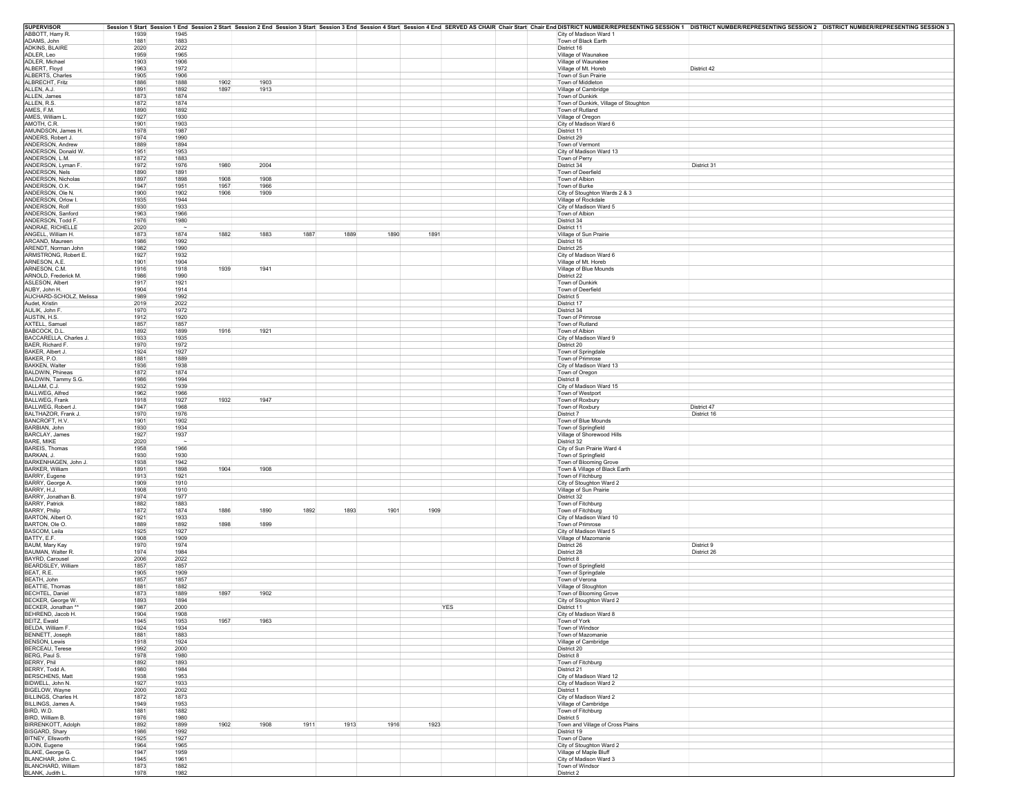| SUPERVISOR | Session 1 Start | Session 1 End | Session 2 Start | Session 2 End | Session 3 Start | Session 3 End | Session 4 Start | Session 4 End | SERVED AS CHAIR | Chair Start | Chair End | DISTRICT NUMBER/REPRESENTING SESSION 1 | DISTRICT NUMBER/REPRESENTING SESSION 2 | DISTRICT NUMBER/REPRESENTING SESSION 3 |
|---|---|---|---|---|---|---|---|---|---|---|---|---|---|---|
| ABBOTT, Harry R. | 1939 | 1945 | | | | | | | | | | City of Madison Ward 1 | | |
| ADAMS, John | 1881 | 1883 | | | | | | | | | | Town of Black Earth | | |
| ADKINS, BLAIRE | 2020 | 2022 | | | | | | | | | | District 16 | | |
| ADLER, Leo | 1959 | 1965 | | | | | | | | | | Village of Waunakee | | |
| ADLER, Michael | 1903 | 1906 | | | | | | | | | | Village of Waunakee | | |
| ALBERT, Floyd | 1963 | 1972 | | | | | | | | | | Village of Mt. Horeb | District 42 | |
| ALBERTS, Charles | 1905 | 1906 | | | | | | | | | | Town of Sun Prairie | | |
| ALBRECHT, Fritz | 1886 | 1888 | 1902 | 1903 | | | | | | | | Town of Middleton | | |
| ALLEN, A.J. | 1891 | 1892 | 1897 | 1913 | | | | | | | | Village of Cambridge | | |
| ALLEN, James | 1873 | 1874 | | | | | | | | | | Town of Dunkirk | | |
| ALLEN, R.S. | 1872 | 1874 | | | | | | | | | | Town of Dunkirk, Village of Stoughton | | |
| AMES, F.M. | 1890 | 1892 | | | | | | | | | | Town of Rutland | | |
| AMES, William L. | 1927 | 1930 | | | | | | | | | | Village of Oregon | | |
| AMOTH, C.R. | 1901 | 1903 | | | | | | | | | | City of Madison Ward 6 | | |
| AMUNDSON, James H. | 1978 | 1987 | | | | | | | | | | District 11 | | |
| ANDERS, Robert J. | 1974 | 1990 | | | | | | | | | | District 29 | | |
| ANDERSON, Andrew | 1889 | 1894 | | | | | | | | | | Town of Vermont | | |
| ANDERSON, Donald W. | 1951 | 1953 | | | | | | | | | | City of Madison Ward 13 | | |
| ANDERSON, L.M. | 1872 | 1883 | | | | | | | | | | Town of Perry | | |
| ANDERSON, Lyman F. | 1972 | 1976 | 1980 | 2004 | | | | | | | | District 34 | District 31 | |
| ANDERSON, Nels | 1890 | 1891 | | | | | | | | | | Town of Deerfield | | |
| ANDERSON, Nicholas | 1897 | 1898 | 1908 | 1908 | | | | | | | | Town of Albion | | |
| ANDERSON, O.K. | 1947 | 1951 | 1957 | 1966 | | | | | | | | Town of Burke | | |
| ANDERSON, Ole N. | 1900 | 1902 | 1906 | 1909 | | | | | | | | City of Stoughton Wards 2 & 3 | | |
| ANDERSON, Orlow I. | 1935 | 1944 | | | | | | | | | | Village of Rockdale | | |
| ANDERSON, Rolf | 1930 | 1933 | | | | | | | | | | City of Madison Ward 5 | | |
| ANDERSON, Sanford | 1963 | 1966 | | | | | | | | | | Town of Albion | | |
| ANDERSON, Todd F. | 1976 | 1980 | | | | | | | | | | District 34 | | |
| ANDRAE, RICHELLE | 2020 | ~ | | | | | | | | | | District 11 | | |
| ANGELL, William H. | 1873 | 1874 | 1882 | 1883 | 1887 | 1889 | 1890 | 1891 | | | | Village of Sun Prairie | | |
| ARCAND, Maureen | 1986 | 1992 | | | | | | | | | | District 16 | | |
| ARENDT, Norman John | 1982 | 1990 | | | | | | | | | | District 25 | | |
| ARMSTRONG, Robert E. | 1927 | 1932 | | | | | | | | | | City of Madison Ward 6 | | |
| ARNESON, A.E. | 1901 | 1904 | | | | | | | | | | Village of Mt. Horeb | | |
| ARNESON, C.M. | 1916 | 1918 | 1939 | 1941 | | | | | | | | Village of Blue Mounds | | |
| ARNOLD, Frederick M. | 1986 | 1990 | | | | | | | | | | District 22 | | |
| ASLESON, Albert | 1917 | 1921 | | | | | | | | | | Town of Dunkirk | | |
| AUBY, John H. | 1904 | 1914 | | | | | | | | | | Town of Deerfield | | |
| AUCHARD-SCHOLZ, Melissa | 1989 | 1992 | | | | | | | | | | District 5 | | |
| Audet, Kristin | 2019 | 2022 | | | | | | | | | | District 17 | | |
| AULIK, John F. | 1970 | 1972 | | | | | | | | | | District 34 | | |
| AUSTIN, H.S. | 1912 | 1920 | | | | | | | | | | Town of Primrose | | |
| AXTELL, Samuel | 1857 | 1857 | | | | | | | | | | Town of Rutland | | |
| BABCOCK, D.L. | 1892 | 1899 | 1916 | 1921 | | | | | | | | Town of Albion | | |
| BACCARELLA, Charles J. | 1933 | 1935 | | | | | | | | | | City of Madison Ward 9 | | |
| BAER, Richard F. | 1970 | 1972 | | | | | | | | | | District 20 | | |
| BAKER, Albert J. | 1924 | 1927 | | | | | | | | | | Town of Springdale | | |
| BAKER, P.O. | 1881 | 1889 | | | | | | | | | | Town of Primrose | | |
| BAKKEN, Walter | 1936 | 1938 | | | | | | | | | | City of Madison Ward 13 | | |
| BALDWIN, Phineas | 1872 | 1874 | | | | | | | | | | Town of Oregon | | |
| BALDWIN, Tammy S.G. | 1986 | 1994 | | | | | | | | | | District 8 | | |
| BALLAM, C.J. | 1932 | 1939 | | | | | | | | | | City of Madison Ward 15 | | |
| BALLWEG, Alfred | 1962 | 1966 | | | | | | | | | | Town of Westport | | |
| BALLWEG, Frank | 1918 | 1927 | 1932 | 1947 | | | | | | | | Town of Roxbury | | |
| BALLWEG, Robert J. | 1947 | 1968 | | | | | | | | | | Town of Roxbury | District 47 | |
| BALTHAZOR, Frank J. | 1970 | 1976 | | | | | | | | | | District 7 | District 16 | |
| BANCROFT, H.V. | 1901 | 1902 | | | | | | | | | | Town of Blue Mounds | | |
| BARBIAN, John | 1930 | 1934 | | | | | | | | | | Town of Springfield | | |
| BARCLAY, James | 1927 | 1937 | | | | | | | | | | Village of Shorewood Hills | | |
| BARE, MIKE | 2020 | ~ | | | | | | | | | | District 32 | | |
| BAREIS, Thomas | 1958 | 1966 | | | | | | | | | | City of Sun Prairie Ward 4 | | |
| BARKAN, J. | 1930 | 1930 | | | | | | | | | | Town of Springfield | | |
| BARKENHAGEN, John J. | 1938 | 1942 | | | | | | | | | | Town of Blooming Grove | | |
| BARKER, William | 1891 | 1898 | 1904 | 1908 | | | | | | | | Town & Village of Black Earth | | |
| BARRY, Eugene | 1913 | 1921 | | | | | | | | | | Town of Fitchburg | | |
| BARRY, George A. | 1909 | 1910 | | | | | | | | | | City of Stoughton Ward 2 | | |
| BARRY, H.J. | 1908 | 1910 | | | | | | | | | | Village of Sun Prairie | | |
| BARRY, Jonathan B. | 1974 | 1977 | | | | | | | | | | District 32 | | |
| BARRY, Patrick | 1882 | 1883 | | | | | | | | | | Town of Fitchburg | | |
| BARRY, Philip | 1872 | 1874 | 1886 | 1890 | 1892 | 1893 | 1901 | 1909 | | | | Town of Fitchburg | | |
| BARTON, Albert O. | 1921 | 1933 | | | | | | | | | | City of Madison Ward 10 | | |
| BARTON, Ole O. | 1889 | 1892 | 1898 | 1899 | | | | | | | | Town of Primrose | | |
| BASCOM, Leila | 1925 | 1927 | | | | | | | | | | City of Madison Ward 5 | | |
| BATTY, E.F. | 1908 | 1909 | | | | | | | | | | Village of Mazomanie | | |
| BAUM, Mary Kay | 1970 | 1974 | | | | | | | | | | District 26 | District 9 | |
| BAUMAN, Walter R. | 1974 | 1984 | | | | | | | | | | District 28 | District 26 | |
| BAYRD, Carousel | 2006 | 2022 | | | | | | | | | | District 8 | | |
| BEARDSLEY, William | 1857 | 1857 | | | | | | | | | | Town of Springfield | | |
| BEAT, R.E. | 1905 | 1909 | | | | | | | | | | Town of Springdale | | |
| BEATH, John | 1857 | 1857 | | | | | | | | | | Town of Verona | | |
| BEATTIE, Thomas | 1881 | 1882 | | | | | | | | | | Village of Stoughton | | |
| BECHTEL, Daniel | 1873 | 1889 | 1897 | 1902 | | | | | | | | Town of Blooming Grove | | |
| BECKER, George W. | 1893 | 1894 | | | | | | | | | | City of Stoughton Ward 2 | | |
| BECKER, Jonathan ** | 1987 | 2000 | | | | | | | YES | | | District 11 | | |
| BEHREND, Jacob H. | 1904 | 1908 | | | | | | | | | | City of Madison Ward 8 | | |
| BEITZ, Ewald | 1945 | 1953 | 1957 | 1963 | | | | | | | | Town of York | | |
| BELDA, William F. | 1924 | 1934 | | | | | | | | | | Town of Windsor | | |
| BENNETT, Joseph | 1881 | 1883 | | | | | | | | | | Town of Mazomanie | | |
| BENSON, Lewis | 1918 | 1924 | | | | | | | | | | Village of Cambridge | | |
| BERCEAU, Terese | 1992 | 2000 | | | | | | | | | | District 20 | | |
| BERG, Paul S. | 1978 | 1980 | | | | | | | | | | District 8 | | |
| BERRY, Phil | 1892 | 1893 | | | | | | | | | | Town of Fitchburg | | |
| BERRY, Todd A. | 1980 | 1984 | | | | | | | | | | District 21 | | |
| BERSCHENS, Matt | 1938 | 1953 | | | | | | | | | | City of Madison Ward 12 | | |
| BIDWELL, John N. | 1927 | 1933 | | | | | | | | | | City of Madison Ward 2 | | |
| BIGELOW, Wayne | 2000 | 2002 | | | | | | | | | | District 1 | | |
| BILLINGS, Charles H. | 1872 | 1873 | | | | | | | | | | City of Madison Ward 2 | | |
| BILLINGS, James A. | 1949 | 1953 | | | | | | | | | | Village of Cambridge | | |
| BIRD, W.D. | 1881 | 1882 | | | | | | | | | | Town of Fitchburg | | |
| BIRD, William B. | 1976 | 1980 | | | | | | | | | | District 5 | | |
| BIRRENKOTT, Adolph | 1892 | 1899 | 1902 | 1908 | 1911 | 1913 | 1916 | 1923 | | | | Town and Village of Cross Plains | | |
| BISGARD, Shary | 1986 | 1992 | | | | | | | | | | District 19 | | |
| BITNEY, Ellsworth | 1925 | 1927 | | | | | | | | | | Town of Dane | | |
| BJOIN, Eugene | 1964 | 1965 | | | | | | | | | | City of Stoughton Ward 2 | | |
| BLAKE, George G. | 1947 | 1959 | | | | | | | | | | Village of Maple Bluff | | |
| BLANCHAR, John C. | 1945 | 1961 | | | | | | | | | | City of Madison Ward 3 | | |
| BLANCHARD, William | 1873 | 1882 | | | | | | | | | | Town of Windsor | | |
| BLANK, Judith L. | 1978 | 1982 | | | | | | | | | | District 2 | | |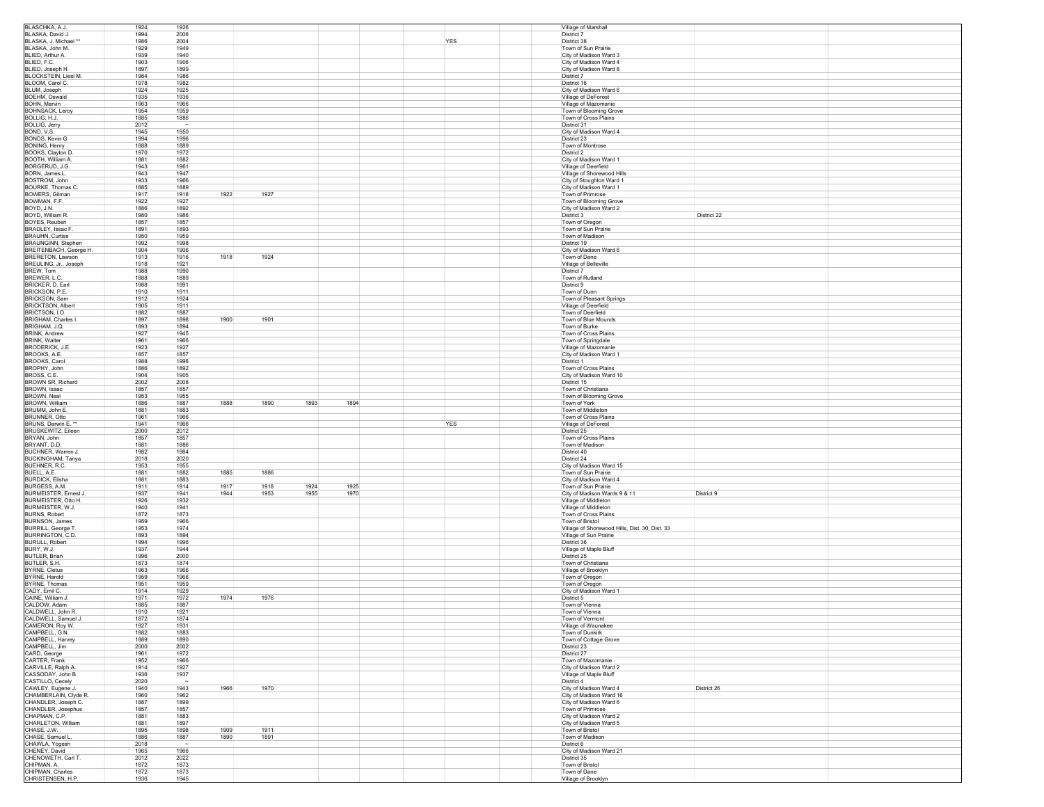| | | | | | | | | | | | | | |
|---|---|---|---|---|---|---|---|---|---|---|---|---|---|
| BLASCHKA, A.J. | 1924 | 1926 | | | | | | | | | Village of Marshall | | |
| BLASKA, David J. | 1994 | 2006 | | | | | | | | | District 7 | | |
| BLASKA, J. Michael ** | 1986 | 2004 | | | | | | | YES | | District 38 | | |
| BLASKA, John M. | 1929 | 1949 | | | | | | | | | Town of Sun Prairie | | |
| BLIED, Arthur A. | 1939 | 1940 | | | | | | | | | City of Madison Ward 3 | | |
| BLIED, F.C. | 1903 | 1906 | | | | | | | | | City of Madison Ward 4 | | |
| BLIED, Joseph H. | 1897 | 1899 | | | | | | | | | City of Madison Ward 8 | | |
| BLOCKSTEIN, Liesl M. | 1984 | 1986 | | | | | | | | | District 7 | | |
| BLOOM, Carol C. | 1978 | 1982 | | | | | | | | | District 16 | | |
| BLUM, Joseph | 1924 | 1925 | | | | | | | | | City of Madison Ward 6 | | |
| BOEHM, Oswald | 1935 | 1936 | | | | | | | | | Village of DeForest | | |
| BOHN, Marvin | 1963 | 1966 | | | | | | | | | Village of Mazomanie | | |
| BOHNSACK, Leroy | 1954 | 1959 | | | | | | | | | Town of Blooming Grove | | |
| BOLLIG, H.J. | 1885 | 1886 | | | | | | | | | Town of Cross Plains | | |
| BOLLIG, Jerry | 2012 | ~ | | | | | | | | | District 31 | | |
| BOND, V.S. | 1945 | 1950 | | | | | | | | | City of Madison Ward 4 | | |
| BONDS, Kevin G. | 1994 | 1996 | | | | | | | | | District 23 | | |
| BONING, Henry | 1888 | 1889 | | | | | | | | | Town of Montrose | | |
| BOOKS, Clayton D. | 1970 | 1972 | | | | | | | | | District 2 | | |
| BOOTH, William A. | 1881 | 1882 | | | | | | | | | City of Madison Ward 1 | | |
| BORGERUD, J.G. | 1943 | 1961 | | | | | | | | | Village of Deerfield | | |
| BORN, James L. | 1943 | 1947 | | | | | | | | | Village of Shorewood Hills | | |
| BOSTROM, John | 1933 | 1966 | | | | | | | | | City of Stoughton Ward 1 | | |
| BOURKE, Thomas C. | 1885 | 1889 | | | | | | | | | City of Madison Ward 1 | | |
| BOWERS, Gilman | 1917 | 1918 | 1922 | 1927 | | | | | | | Town of Primrose | | |
| BOWMAN, F.F. | 1922 | 1927 | | | | | | | | | Town of Blooming Grove | | |
| BOYD, J.N. | 1886 | 1892 | | | | | | | | | City of Madison Ward 2 | | |
| BOYD, William R. | 1960 | 1986 | | | | | | | | | District 3 | District 22 | |
| BOYES, Reuben | 1857 | 1857 | | | | | | | | | Town of Oregon | | |
| BRADLEY, Issac F. | 1891 | 1893 | | | | | | | | | Town of Sun Prairie | | |
| BRAUHN, Curtiss | 1950 | 1959 | | | | | | | | | Town of Madison | | |
| BRAUNGINN, Stephen | 1992 | 1998 | | | | | | | | | District 19 | | |
| BREITENBACH, George H. | 1904 | 1906 | | | | | | | | | City of Madison Ward 6 | | |
| BRERETON, Lawson | 1913 | 1916 | 1918 | 1924 | | | | | | | Town of Dane | | |
| BREULING, Jr., Joseph | 1918 | 1921 | | | | | | | | | Village of Belleville | | |
| BREW, Tom | 1988 | 1990 | | | | | | | | | District 7 | | |
| BREWER, L.C. | 1888 | 1889 | | | | | | | | | Town of Rutland | | |
| BRICKER, D. Earl | 1988 | 1991 | | | | | | | | | District 9 | | |
| BRICKSON, P.E. | 1910 | 1911 | | | | | | | | | Town of Dunn | | |
| BRICKSON, Sam | 1912 | 1924 | | | | | | | | | Town of Pleasant Springs | | |
| BRICKTSON, Albert | 1905 | 1911 | | | | | | | | | Village of Deerfield | | |
| BRICTSON, I.O. | 1882 | 1887 | | | | | | | | | Town of Deerfield | | |
| BRIGHAM, Charles I. | 1897 | 1898 | 1900 | 1901 | | | | | | | Town of Blue Mounds | | |
| BRIGHAM, J.Q. | 1893 | 1894 | | | | | | | | | Town of Burke | | |
| BRINK, Andrew | 1927 | 1945 | | | | | | | | | Town of Cross Plains | | |
| BRINK, Walter | 1961 | 1966 | | | | | | | | | Town of Springdale | | |
| BRODERICK, J.E. | 1923 | 1927 | | | | | | | | | Village of Mazomanie | | |
| BROOKS, A.E. | 1857 | 1857 | | | | | | | | | City of Madison Ward 1 | | |
| BROOKS, Carol | 1968 | 1996 | | | | | | | | | District 1 | | |
| BROPHY, John | 1886 | 1892 | | | | | | | | | Town of Cross Plains | | |
| BROSS, C.E. | 1904 | 1905 | | | | | | | | | City of Madison Ward 10 | | |
| BROWN SR, Richard | 2002 | 2008 | | | | | | | | | District 15 | | |
| BROWN, Isaac | 1857 | 1857 | | | | | | | | | Town of Christiana | | |
| BROWN, Neal | 1953 | 1955 | | | | | | | | | Town of Blooming Grove | | |
| BROWN, William | 1886 | 1887 | 1888 | 1890 | 1893 | 1894 | | | | | Town of York | | |
| BRUMM, John E. | 1881 | 1883 | | | | | | | | | Town of Middleton | | |
| BRUNNER, Otto | 1961 | 1966 | | | | | | | | | Town of Cross Plains | | |
| BRUNS, Darwin E. ** | 1941 | 1966 | | | | | | | YES | | Village of DeForest | | |
| BRUSKEWITZ, Eileen | 2000 | 2012 | | | | | | | | | District 25 | | |
| BRYAN, John | 1857 | 1857 | | | | | | | | | Town of Cross Plains | | |
| BRYANT, D.D. | 1881 | 1886 | | | | | | | | | Town of Madison | | |
| BUCHNER, Warren J. | 1982 | 1984 | | | | | | | | | District 40 | | |
| BUCKINGHAM, Tanya | 2018 | 2020 | | | | | | | | | District 24 | | |
| BUEHNER, R.C. | 1953 | 1955 | | | | | | | | | City of Madison Ward 15 | | |
| BUELL, A.E. | 1881 | 1882 | 1885 | 1886 | | | | | | | Town of Sun Prairie | | |
| BURDICK, Elisha | 1881 | 1883 | | | | | | | | | City of Madison Ward 4 | | |
| BURGESS, A.M. | 1911 | 1914 | 1917 | 1918 | 1924 | 1925 | | | | | Town of Sun Prairie | | |
| BURMEISTER, Ernest J. | 1937 | 1941 | 1944 | 1953 | 1955 | 1970 | | | | | City of Madison Wards 9 & 11 | District 9 | |
| BURMEISTER, Otto H. | 1926 | 1932 | | | | | | | | | Village of Middleton | | |
| BURMEISTER, W.J. | 1940 | 1941 | | | | | | | | | Village of Middleton | | |
| BURNS, Robert | 1872 | 1873 | | | | | | | | | Town of Cross Plains | | |
| BURNSON, James | 1959 | 1966 | | | | | | | | | Town of Bristol | | |
| BURRILL, George T. | 1953 | 1974 | | | | | | | | | Village of Shorewood Hills, Dist. 30, Dist. 33 | | |
| BURRINGTON, C.D. | 1893 | 1894 | | | | | | | | | Village of Sun Prairie | | |
| BURULL, Robert | 1994 | 1996 | | | | | | | | | District 36 | | |
| BURY, W.J. | 1937 | 1944 | | | | | | | | | Village of Maple Bluff | | |
| BUTLER, Brian | 1996 | 2000 | | | | | | | | | District 25 | | |
| BUTLER, S.H. | 1873 | 1874 | | | | | | | | | Town of Christiana | | |
| BYRNE, Cletus | 1963 | 1966 | | | | | | | | | Village of Brooklyn | | |
| BYRNE, Harold | 1959 | 1966 | | | | | | | | | Town of Oregon | | |
| BYRNE, Thomas | 1951 | 1959 | | | | | | | | | Town of Oregon | | |
| CADY, Emil C. | 1914 | 1929 | | | | | | | | | City of Madison Ward 1 | | |
| CAINE, William J. | 1971 | 1972 | 1974 | 1976 | | | | | | | District 5 | | |
| CALDOW, Adam | 1885 | 1887 | | | | | | | | | Town of Vienna | | |
| CALDWELL, John R. | 1910 | 1921 | | | | | | | | | Town of Vienna | | |
| CALDWELL, Samuel J. | 1872 | 1874 | | | | | | | | | Town of Vermont | | |
| CAMERON, Roy W. | 1927 | 1931 | | | | | | | | | Village of Waunakee | | |
| CAMPBELL, G.N. | 1882 | 1883 | | | | | | | | | Town of Dunkirk | | |
| CAMPBELL, Harvey | 1889 | 1890 | | | | | | | | | Town of Cottage Grove | | |
| CAMPBELL, Jim | 2000 | 2002 | | | | | | | | | District 23 | | |
| CARD, George | 1961 | 1972 | | | | | | | | | District 27 | | |
| CARTER, Frank | 1952 | 1966 | | | | | | | | | Town of Mazomanie | | |
| CARVILLE, Ralph A. | 1914 | 1927 | | | | | | | | | City of Madison Ward 2 | | |
| CASSODAY, John B. | 1936 | 1937 | | | | | | | | | Village of Maple Bluff | | |
| CASTILLO, Cecely | 2020 | ~ | | | | | | | | | District 4 | | |
| CAWLEY, Eugene J. | 1940 | 1943 | 1966 | 1970 | | | | | | | City of Madison Ward 4 | District 26 | |
| CHAMBERLAIN, Clyde R. | 1960 | 1962 | | | | | | | | | City of Madison Ward 16 | | |
| CHANDLER, Joseph C. | 1887 | 1899 | | | | | | | | | City of Madison Ward 6 | | |
| CHANDLER, Josephus | 1857 | 1857 | | | | | | | | | Town of Primrose | | |
| CHAPMAN, C.P. | 1881 | 1883 | | | | | | | | | City of Madison Ward 2 | | |
| CHARLETON, William | 1881 | 1897 | | | | | | | | | City of Madison Ward 5 | | |
| CHASE, J.W. | 1895 | 1898 | 1909 | 1911 | | | | | | | Town of Bristol | | |
| CHASE, Samuel L. | 1886 | 1887 | 1890 | 1891 | | | | | | | Town of Madison | | |
| CHAWLA, Yogesh | 2018 | ~ | | | | | | | | | District 6 | | |
| CHENEY, David | 1965 | 1966 | | | | | | | | | City of Madison Ward 21 | | |
| CHENOWETH, Carl T. | 2012 | 2022 | | | | | | | | | District 35 | | |
| CHIPMAN, A. | 1872 | 1873 | | | | | | | | | Town of Bristol | | |
| CHIPMAN, Charles | 1872 | 1873 | | | | | | | | | Town of Dane | | |
| CHRISTENSEN, H.P. | 1936 | 1945 | | | | | | | | | Village of Brooklyn | | |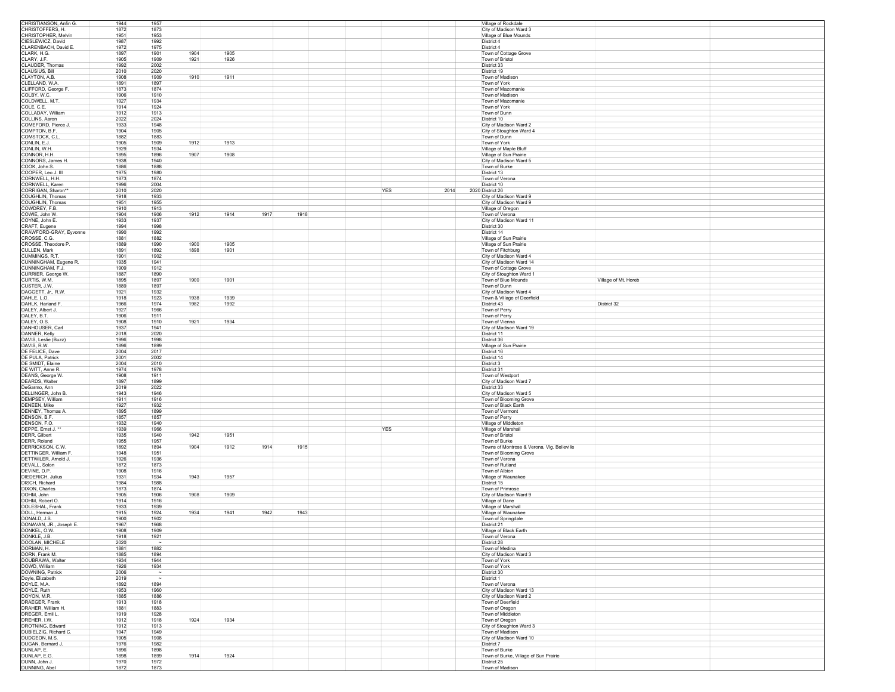| | | | | | | | | | | | | | |
|---|---|---|---|---|---|---|---|---|---|---|---|---|---|
| CHRISTIANSON, Anfin G. | 1944 | 1957 | | | | | | | | | Village of Rockdale | | |
| CHRISTOFFERS, H. | 1872 | 1873 | | | | | | | | | City of Madison Ward 3 | | |
| CHRISTOPHER, Melvin | 1951 | 1953 | | | | | | | | | Village of Blue Mounds | | |
| CIESLEWICZ, David | 1987 | 1992 | | | | | | | | | District 4 | | |
| CLARENBACH, David E. | 1972 | 1975 | | | | | | | | | District 4 | | |
| CLARK, H.G. | 1897 | 1901 | 1904 | 1905 | | | | | | | Town of Cottage Grove | | |
| CLARY, J.F. | 1905 | 1909 | 1921 | 1926 | | | | | | | Town of Bristol | | |
| CLAUDER, Thomas | 1992 | 2002 | | | | | | | | | District 33 | | |
| CLAUSIUS, Bill | 2010 | 2020 | | | | | | | | | District 19 | | |
| CLAYTON, A.B. | 1908 | 1909 | 1910 | 1911 | | | | | | | Town of Madison | | |
| CLELLAND, W.A. | 1891 | 1897 | | | | | | | | | Town of York | | |
| CLIFFORD, George F. | 1873 | 1874 | | | | | | | | | Town of Mazomanie | | |
| COLBY, W.C. | 1906 | 1910 | | | | | | | | | Town of Madison | | |
| COLDWELL, M.T. | 1927 | 1934 | | | | | | | | | Town of Mazomanie | | |
| COLE, C.E. | 1914 | 1924 | | | | | | | | | Town of York | | |
| COLLADAY, William | 1912 | 1913 | | | | | | | | | Town of Dunn | | |
| COLLINS, Aaron | 2022 | 2024 | | | | | | | | | District 10 | | |
| COMEFORD, Pierce J. | 1933 | 1948 | | | | | | | | | City of Madison Ward 2 | | |
| COMPTON, B.F. | 1904 | 1905 | | | | | | | | | City of Stoughton Ward 4 | | |
| COMSTOCK, C.L. | 1882 | 1883 | | | | | | | | | Town of Dunn | | |
| CONLIN, E.J. | 1905 | 1909 | 1912 | 1913 | | | | | | | Town of York | | |
| CONLIN, W.H. | 1929 | 1934 | | | | | | | | | Village of Maple Bluff | | |
| CONNOR, H.H. | 1895 | 1896 | 1907 | 1908 | | | | | | | Village of Sun Prairie | | |
| CONNORS, James H. | 1938 | 1940 | | | | | | | | | City of Madison Ward 5 | | |
| COOK, John S. | 1886 | 1888 | | | | | | | | | Town of Burke | | |
| COOPER, Leo J. III | 1975 | 1980 | | | | | | | | | District 13 | | |
| CORNWELL, H.H. | 1873 | 1874 | | | | | | | | | Town of Verona | | |
| CORNWELL, Karen | 1996 | 2004 | | | | | | | | | District 10 | | |
| CORRIGAN, Sharon** | 2010 | 2020 | | | | | | YES | 2014 | 2020 | District 26 | | |
| COUGHLIN, Thomas | 1918 | 1933 | | | | | | | | | City of Madison Ward 9 | | |
| COUGHLIN, Thomas | 1951 | 1955 | | | | | | | | | City of Madison Ward 9 | | |
| COWDREY, F.B. | 1910 | 1913 | | | | | | | | | Village of Oregon | | |
| COWIE, John W. | 1904 | 1906 | 1912 | 1914 | 1917 | 1918 | | | | | Town of Verona | | |
| COYNE, John E. | 1933 | 1937 | | | | | | | | | City of Madison Ward 11 | | |
| CRAFT, Eugene | 1994 | 1998 | | | | | | | | | District 30 | | |
| CRAWFORD-GRAY, Eyvonne | 1990 | 1992 | | | | | | | | | District 14 | | |
| CROSSE, C.G. | 1881 | 1882 | | | | | | | | | Village of Sun Prairie | | |
| CROSSE, Theodore P. | 1889 | 1990 | 1900 | 1905 | | | | | | | Village of Sun Prairie | | |
| CULLEN, Mark | 1891 | 1892 | 1898 | 1901 | | | | | | | Town of Fitchburg | | |
| CUMMINGS, R.T. | 1901 | 1902 | | | | | | | | | City of Madison Ward 4 | | |
| CUNNINGHAM, Eugene R. | 1935 | 1941 | | | | | | | | | City of Madison Ward 14 | | |
| CUNNINGHAM, F.J. | 1909 | 1912 | | | | | | | | | Town of Cottage Grove | | |
| CURRIER, George W. | 1887 | 1890 | | | | | | | | | City of Stoughton Ward 1 | | |
| CURTIS, W.M. | 1895 | 1897 | 1900 | 1901 | | | | | | | Town of Blue Mounds | Village of Mt. Horeb | |
| CUSTER, J.W. | 1889 | 1897 | | | | | | | | | Town of Dunn | | |
| DAGGETT, Jr., R.W. | 1921 | 1932 | | | | | | | | | City of Madison Ward 4 | | |
| DAHLE, L.O. | 1918 | 1923 | 1938 | 1939 | | | | | | | Town & Village of Deerfield | | |
| DAHLK, Harland F. | 1966 | 1974 | 1982 | 1992 | | | | | | | District 43 | District 32 | |
| DALEY, Albert J. | 1927 | 1966 | | | | | | | | | Town of Perry | | |
| DALEY, B.T. | 1906 | 1911 | | | | | | | | | Town of Perry | | |
| DALEY, O.S. | 1908 | 1910 | 1921 | 1934 | | | | | | | Town of Vienna | | |
| DANHOUSER, Carl | 1937 | 1941 | | | | | | | | | City of Madison Ward 19 | | |
| DANNER, Kelly | 2018 | 2020 | | | | | | | | | District 11 | | |
| DAVIS, Leslie (Buzz) | 1996 | 1998 | | | | | | | | | District 36 | | |
| DAVIS, R.W. | 1896 | 1899 | | | | | | | | | Village of Sun Prairie | | |
| DE FELICE, Dave | 2004 | 2017 | | | | | | | | | District 16 | | |
| DE PULA, Patrick | 2001 | 2002 | | | | | | | | | District 14 | | |
| DE SMIDT, Elaine | 2004 | 2010 | | | | | | | | | District 3 | | |
| DE WITT, Anne R. | 1974 | 1978 | | | | | | | | | District 31 | | |
| DEANS, George W. | 1908 | 1911 | | | | | | | | | Town of Westport | | |
| DEARDS, Walter | 1897 | 1899 | | | | | | | | | City of Madison Ward 7 | | |
| DeGarmo, Ann | 2019 | 2022 | | | | | | | | | District 33 | | |
| DELLINGER, John B. | 1943 | 1946 | | | | | | | | | City of Madison Ward 5 | | |
| DEMPSEY, William | 1911 | 1916 | | | | | | | | | Town of Blooming Grove | | |
| DENEEN, Mike | 1927 | 1932 | | | | | | | | | Town of Black Earth | | |
| DENNEY, Thomas A. | 1895 | 1899 | | | | | | | | | Town of Vermont | | |
| DENSON, B.F. | 1857 | 1857 | | | | | | | | | Town of Perry | | |
| DENSON, F.O. | 1932 | 1940 | | | | | | | | | Village of Middleton | | |
| DEPPE, Ernst J. ** | 1939 | 1966 | | | | | | YES | | | Village of Marshall | | |
| DERR, Gilbert | 1935 | 1940 | 1942 | 1951 | | | | | | | Town of Bristol | | |
| DERR, Roland | 1955 | 1957 | | | | | | | | | Town of Burke | | |
| DERRICKSON, C.W. | 1892 | 1894 | 1904 | 1912 | 1914 | 1915 | | | | | Towns of Montrose & Verona, Vlg. Belleville | | |
| DETTINGER, William F. | 1948 | 1951 | | | | | | | | | Town of Blooming Grove | | |
| DETTWILER, Arnold J. | 1926 | 1936 | | | | | | | | | Town of Verona | | |
| DEVALL, Solon | 1872 | 1873 | | | | | | | | | Town of Rutland | | |
| DEVINE, D.P. | 1908 | 1916 | | | | | | | | | Town of Albion | | |
| DIEDERICH, Julius | 1931 | 1934 | 1943 | 1957 | | | | | | | Village of Waunakee | | |
| DISCH, Richard | 1984 | 1988 | | | | | | | | | District 15 | | |
| DIXON, Charles | 1873 | 1874 | | | | | | | | | Town of Primrose | | |
| DOHM, John | 1905 | 1906 | 1908 | 1909 | | | | | | | City of Madison Ward 9 | | |
| DOHM, Robert O. | 1914 | 1916 | | | | | | | | | Village of Dane | | |
| DOLESHAL, Frank | 1933 | 1939 | | | | | | | | | Village of Marshall | | |
| DOLL, Herman J. | 1915 | 1924 | 1934 | 1941 | 1942 | 1943 | | | | | Village of Waunakee | | |
| DONALD, J.S. | 1900 | 1902 | | | | | | | | | Town of Springdale | | |
| DONAVAN, JR., Joseph E. | 1967 | 1968 | | | | | | | | | District 21 | | |
| DONKEL, O.W. | 1908 | 1909 | | | | | | | | | Village of Black Earth | | |
| DONKLE, J.B. | 1918 | 1921 | | | | | | | | | Town of Verona | | |
| DOOLAN, MICHELE | 2020 | ~ | | | | | | | | | District 28 | | |
| DORMAN, H. | 1881 | 1882 | | | | | | | | | Town of Medina | | |
| DORN, Frank M. | 1885 | 1894 | | | | | | | | | City of Madison Ward 3 | | |
| DOUBRAWA, Walter | 1934 | 1944 | | | | | | | | | Town of York | | |
| DOWD, William | 1926 | 1934 | | | | | | | | | Town of York | | |
| DOWNING, Patrick | 2006 | ~ | | | | | | | | | District 30 | | |
| Doyle, Elizabeth | 2019 | ~ | | | | | | | | | District 1 | | |
| DOYLE, M.A. | 1892 | 1894 | | | | | | | | | Town of Verona | | |
| DOYLE, Ruth | 1953 | 1960 | | | | | | | | | City of Madison Ward 13 | | |
| DOYON, M.R. | 1885 | 1886 | | | | | | | | | City of Madison Ward 2 | | |
| DRAEGER, Frank | 1913 | 1918 | | | | | | | | | Town of Deerfield | | |
| DRAHER, William H. | 1881 | 1883 | | | | | | | | | Town of Oregon | | |
| DREGER, Emil L. | 1919 | 1928 | | | | | | | | | Town of Middleton | | |
| DREHER, I.W. | 1912 | 1918 | 1924 | 1934 | | | | | | | Town of Oregon | | |
| DROTNING, Edward | 1912 | 1913 | | | | | | | | | City of Stoughton Ward 3 | | |
| DUBIELZIG, Richard C. | 1947 | 1949 | | | | | | | | | Town of Madison | | |
| DUDGEON, M.S. | 1905 | 1908 | | | | | | | | | City of Madison Ward 10 | | |
| DUGAN, Bernard J. | 1976 | 1982 | | | | | | | | | District 7 | | |
| DUNLAP, E. | 1896 | 1898 | | | | | | | | | Town of Burke | | |
| DUNLAP, E.G. | 1898 | 1899 | 1914 | 1924 | | | | | | | Town of Burke, Village of Sun Prairie | | |
| DUNN, John J. | 1970 | 1972 | | | | | | | | | District 25 | | |
| DUNNING, Abel | 1872 | 1873 | | | | | | | | | Town of Madison | | |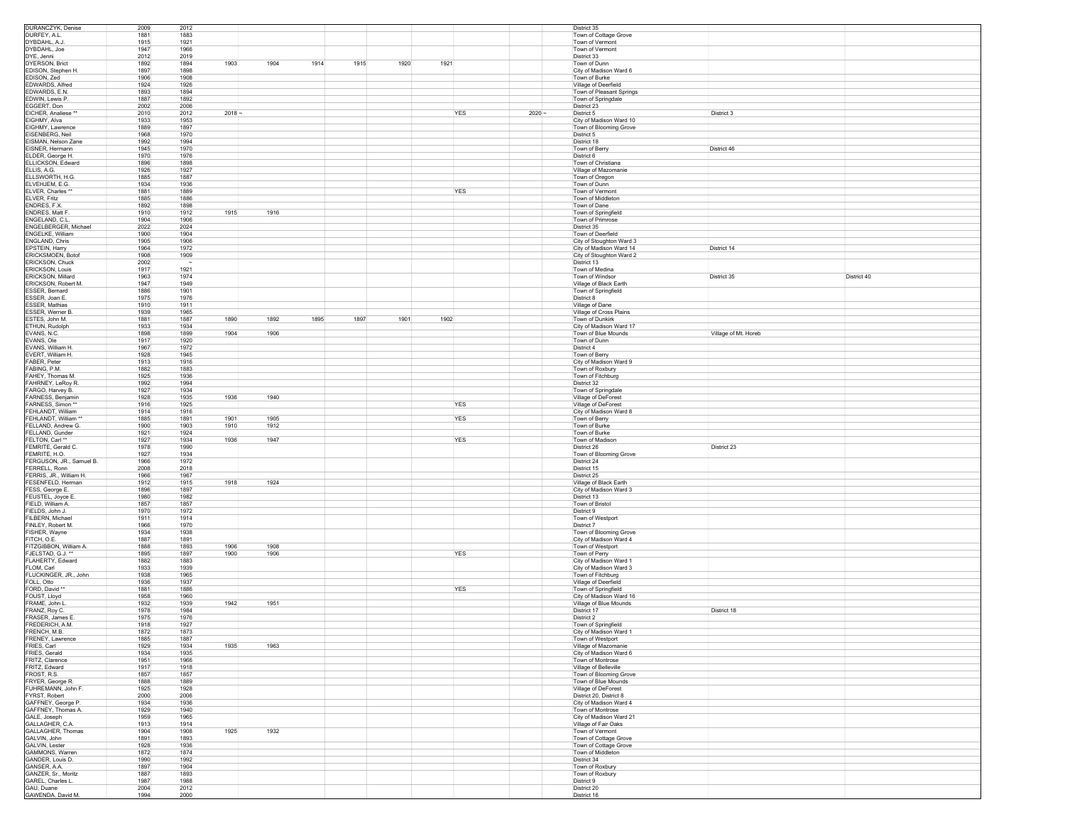| | | | | | | | | | | | | | | |
|---|---|---|---|---|---|---|---|---|---|---|---|---|---|---|
| DURANCZYK, Denise | 2009 | 2012 | | | | | | | | | | District 35 | | |
| DURFEY, A.L. | 1881 | 1883 | | | | | | | | | | Town of Cottage Grove | | |
| DYBDAHL, A.J. | 1915 | 1921 | | | | | | | | | | Town of Vermont | | |
| DYBDAHL, Joe | 1947 | 1966 | | | | | | | | | | Town of Vermont | | |
| DYE, Jenni | 2012 | 2019 | | | | | | | | | | District 33 | | |
| DYERSON, Brict | 1892 | 1894 | 1903 | 1904 | 1914 | 1915 | 1920 | 1921 | | | | Town of Dunn | | |
| EDISON, Stephen H. | 1897 | 1898 | | | | | | | | | | City of Madison Ward 6 | | |
| EDISON, Zed | 1906 | 1908 | | | | | | | | | | Town of Burke | | |
| EDWARDS, Alfred | 1924 | 1926 | | | | | | | | | | Village of Deerfield | | |
| EDWARDS, E.N. | 1893 | 1894 | | | | | | | | | | Town of Pleasant Springs | | |
| EDWIN, Lewis P. | 1887 | 1892 | | | | | | | | | | Town of Springdale | | |
| EGGERT, Don | 2002 | 2006 | | | | | | | | | | District 23 | | |
| EICHER, Analiese ** | 2010 | 2012 | 2018 ~ | | | | | | | YES | 2020 ~ | District 5 | District 3 | |
| EIGHMY, Alva | 1933 | 1953 | | | | | | | | | | City of Madison Ward 10 | | |
| EIGHMY, Lawrence | 1889 | 1897 | | | | | | | | | | Town of Blooming Grove | | |
| EISENBERG, Neil | 1968 | 1970 | | | | | | | | | | District 5 | | |
| EISMAN, Nelson Zane | 1992 | 1994 | | | | | | | | | | District 18 | | |
| EISNER, Hermann | 1945 | 1970 | | | | | | | | | | Town of Berry | District 46 | |
| ELDER, George H. | 1970 | 1976 | | | | | | | | | | District 6 | | |
| ELLICKSON, Edward | 1896 | 1898 | | | | | | | | | | Town of Christiana | | |
| ELLIS, A.G. | 1926 | 1927 | | | | | | | | | | Village of Mazomanie | | |
| ELLSWORTH, H.G. | 1885 | 1887 | | | | | | | | | | Town of Oregon | | |
| ELVEHJEM, E.G. | 1934 | 1936 | | | | | | | | | | Town of Dunn | | |
| ELVER, Charles ** | 1881 | 1889 | | | | | | | | YES | | Town of Vermont | | |
| ELVER, Fritz | 1885 | 1886 | | | | | | | | | | Town of Middleton | | |
| ENDRES, F.X. | 1892 | 1898 | | | | | | | | | | Town of Dane | | |
| ENDRES, Matt F. | 1910 | 1912 | 1915 | 1916 | | | | | | | | Town of Springfield | | |
| ENGELAND, C.L. | 1904 | 1906 | | | | | | | | | | Town of Primrose | | |
| ENGELBERGER, Michael | 2022 | 2024 | | | | | | | | | | District 35 | | |
| ENGELKE, William | 1900 | 1904 | | | | | | | | | | Town of Deerfield | | |
| ENGLAND, Chris | 1905 | 1906 | | | | | | | | | | City of Stoughton Ward 3 | | |
| EPSTEIN, Harry | 1964 | 1972 | | | | | | | | | | City of Madison Ward 14 | District 14 | |
| ERICKSMOEN, Botof | 1908 | 1909 | | | | | | | | | | City of Stoughton Ward 2 | | |
| ERICKSON, Chuck | 2002 | ~ | | | | | | | | | | District 13 | | |
| ERICKSON, Louis | 1917 | 1921 | | | | | | | | | | Town of Medina | | |
| ERICKSON, Millard | 1963 | 1974 | | | | | | | | | | Town of Windsor | District 35 | District 40 |
| ERICKSON, Robert M. | 1947 | 1949 | | | | | | | | | | Village of Black Earth | | |
| ESSER, Bernard | 1886 | 1901 | | | | | | | | | | Town of Springfield | | |
| ESSER, Joan E. | 1975 | 1976 | | | | | | | | | | District 8 | | |
| ESSER, Mathias | 1910 | 1911 | | | | | | | | | | Village of Dane | | |
| ESSER, Werner B. | 1939 | 1965 | | | | | | | | | | Village of Cross Plains | | |
| ESTES, John M. | 1881 | 1887 | 1890 | 1892 | 1895 | 1897 | 1901 | 1902 | | | | Town of Dunkirk | | |
| ETHUN, Rudolph | 1933 | 1934 | | | | | | | | | | City of Madison Ward 17 | | |
| EVANS, N.C. | 1898 | 1899 | 1904 | 1906 | | | | | | | | Town of Blue Mounds | Village of Mt. Horeb | |
| EVANS, Ole | 1917 | 1920 | | | | | | | | | | Town of Dunn | | |
| EVANS, William H. | 1967 | 1972 | | | | | | | | | | District 4 | | |
| EVERT, William H. | 1928 | 1945 | | | | | | | | | | Town of Berry | | |
| FABER, Peter | 1913 | 1916 | | | | | | | | | | City of Madison Ward 9 | | |
| FABING, P.M. | 1882 | 1883 | | | | | | | | | | Town of Roxbury | | |
| FAHEY, Thomas M. | 1925 | 1936 | | | | | | | | | | Town of Fitchburg | | |
| FAHRNEY, LeRoy R. | 1992 | 1994 | | | | | | | | | | District 32 | | |
| FARGO, Harvey B. | 1927 | 1934 | | | | | | | | | | Town of Springdale | | |
| FARNESS, Benjamin | 1928 | 1935 | 1936 | 1940 | | | | | | | | Village of DeForest | | |
| FARNESS, Simon ** | 1916 | 1925 | | | | | | | | YES | | Village of DeForest | | |
| FEHLANDT, William | 1914 | 1916 | | | | | | | | | | City of Madison Ward 8 | | |
| FEHLANDT, William ** | 1885 | 1891 | 1901 | 1905 | | | | | | YES | | Town of Berry | | |
| FELLAND, Andrew G. | 1900 | 1903 | 1910 | 1912 | | | | | | | | Town of Burke | | |
| FELLAND, Gunder | 1921 | 1924 | | | | | | | | | | Town of Burke | | |
| FELTON, Carl ** | 1927 | 1934 | 1936 | 1947 | | | | | | YES | | Town of Madison | | |
| FEMRITE, Gerald C. | 1978 | 1990 | | | | | | | | | | District 26 | District 23 | |
| FEMRITE, H.O. | 1927 | 1934 | | | | | | | | | | Town of Blooming Grove | | |
| FERGUSON, JR., Samuel B. | 1966 | 1972 | | | | | | | | | | District 24 | | |
| FERRELL, Ronn | 2008 | 2018 | | | | | | | | | | District 15 | | |
| FERRIS, JR., William H. | 1966 | 1967 | | | | | | | | | | District 25 | | |
| FESENFELD, Herman | 1912 | 1915 | 1918 | 1924 | | | | | | | | Village of Black Earth | | |
| FESS, George E. | 1896 | 1897 | | | | | | | | | | City of Madison Ward 3 | | |
| FEUSTEL, Joyce E. | 1980 | 1982 | | | | | | | | | | District 13 | | |
| FIELD, William A. | 1857 | 1857 | | | | | | | | | | Town of Bristol | | |
| FIELDS, John J. | 1970 | 1972 | | | | | | | | | | District 9 | | |
| FILBERN, Michael | 1911 | 1914 | | | | | | | | | | Town of Westport | | |
| FINLEY, Robert M. | 1968 | 1970 | | | | | | | | | | District 7 | | |
| FISHER, Wayne | 1934 | 1938 | | | | | | | | | | Town of Blooming Grove | | |
| FITCH, O.E. | 1887 | 1891 | | | | | | | | | | City of Madison Ward 4 | | |
| FITZGIBBON, William A. | 1888 | 1893 | 1906 | 1908 | | | | | | | | Town of Westport | | |
| FJELSTAD, G.J. ** | 1895 | 1897 | 1900 | 1906 | | | | | | YES | | Town of Perry | | |
| FLAHERTY, Edward | 1882 | 1883 | | | | | | | | | | City of Madison Ward 1 | | |
| FLOM, Carl | 1933 | 1939 | | | | | | | | | | City of Madison Ward 3 | | |
| FLUCKINGER, JR., John | 1938 | 1965 | | | | | | | | | | Town of Fitchburg | | |
| FOLL, Otto | 1936 | 1937 | | | | | | | | | | Village of Deerfield | | |
| FORD, David ** | 1881 | 1886 | | | | | | | | YES | | Town of Springfield | | |
| FOUST, Lloyd | 1958 | 1960 | | | | | | | | | | City of Madison Ward 16 | | |
| FRAME, John L. | 1932 | 1939 | 1942 | 1951 | | | | | | | | Village of Blue Mounds | | |
| FRANZ, Roy C. | 1978 | 1984 | | | | | | | | | | District 17 | District 18 | |
| FRASER, James E. | 1975 | 1976 | | | | | | | | | | District 2 | | |
| FREDERICH, A.M. | 1918 | 1927 | | | | | | | | | | Town of Springfield | | |
| FRENCH, M.B. | 1872 | 1873 | | | | | | | | | | City of Madison Ward 1 | | |
| FRENEY, Lawrence | 1885 | 1887 | | | | | | | | | | Town of Westport | | |
| FRIES, Carl | 1929 | 1934 | 1935 | 1963 | | | | | | | | Village of Mazomanie | | |
| FRIES, Gerald | 1934 | 1935 | | | | | | | | | | City of Madison Ward 6 | | |
| FRITZ, Clarence | 1951 | 1966 | | | | | | | | | | Town of Montrose | | |
| FRITZ, Edward | 1917 | 1918 | | | | | | | | | | Village of Belleville | | |
| FROST, R.S. | 1857 | 1857 | | | | | | | | | | Town of Blooming Grove | | |
| FRYER, George R. | 1888 | 1889 | | | | | | | | | | Town of Blue Mounds | | |
| FUHREMANN, John F. | 1925 | 1928 | | | | | | | | | | Village of DeForest | | |
| FYRST, Robert | 2000 | 2006 | | | | | | | | | | District 20, District 8 | | |
| GAFFNEY, George P. | 1934 | 1936 | | | | | | | | | | City of Madison Ward 4 | | |
| GAFFNEY, Thomas A. | 1929 | 1940 | | | | | | | | | | Town of Montrose | | |
| GALE, Joseph | 1959 | 1965 | | | | | | | | | | City of Madison Ward 21 | | |
| GALLAGHER, C.A. | 1913 | 1914 | | | | | | | | | | Village of Fair Oaks | | |
| GALLAGHER, Thomas | 1904 | 1908 | 1925 | 1932 | | | | | | | | Town of Vermont | | |
| GALVIN, John | 1891 | 1893 | | | | | | | | | | Town of Cottage Grove | | |
| GALVIN, Lester | 1928 | 1936 | | | | | | | | | | Town of Cottage Grove | | |
| GAMMONS, Warren | 1872 | 1874 | | | | | | | | | | Town of Middleton | | |
| GANDER, Louis D. | 1990 | 1992 | | | | | | | | | | District 34 | | |
| GANSER, A.A. | 1897 | 1904 | | | | | | | | | | Town of Roxbury | | |
| GANZER, Sr., Moritz | 1887 | 1893 | | | | | | | | | | Town of Roxbury | | |
| GAREL, Charles L. | 1987 | 1988 | | | | | | | | | | District 9 | | |
| GAU, Duane | 2004 | 2012 | | | | | | | | | | District 20 | | |
| GAWENDA, David M. | 1994 | 2000 | | | | | | | | | | District 16 | | |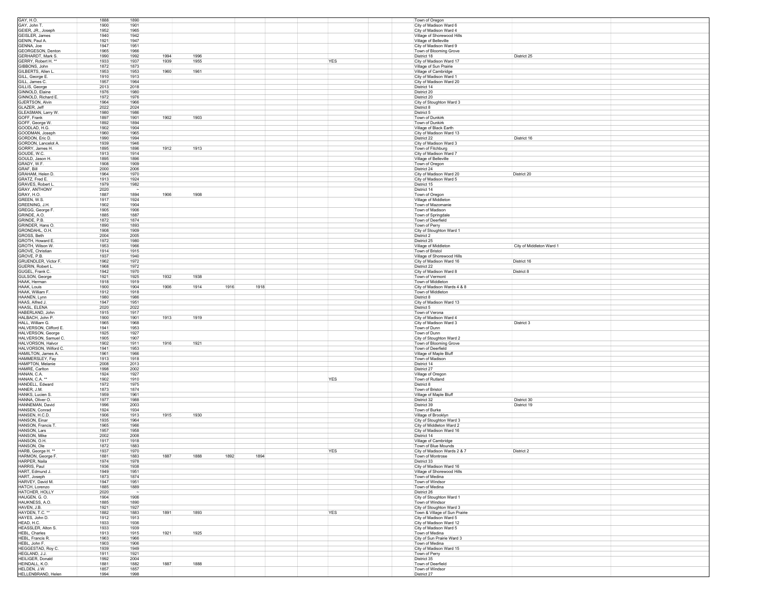| | | | | | | | | | | | | |
|---|---|---|---|---|---|---|---|---|---|---|---|---|
| GAY, H.O. | 1888 | 1890 | | | | | | | | Town of Oregon | | |
| GAY, John T. | 1900 | 1901 | | | | | | | | City of Madison Ward 6 | | |
| GEIER, JR., Joseph | 1952 | 1965 | | | | | | | | City of Madison Ward 4 | | |
| GEISLER, James | 1940 | 1942 | | | | | | | | Village of Shorewood Hills | | |
| GENIN, Paul A. | 1921 | 1947 | | | | | | | | Village of Belleville | | |
| GENNA, Joe | 1947 | 1951 | | | | | | | | City of Madison Ward 9 | | |
| GEORGESON, Denton | 1965 | 1966 | | | | | | | | Town of Blooming Grove | | |
| GERHARDT, Mark S. | 1990 | 1992 | 1994 | 1996 | | | | | | District 18 | District 25 | |
| GERRY, Robert H. ** | 1933 | 1937 | 1939 | 1955 | | | | YES | | City of Madison Ward 17 | | |
| GIBBONS, John | 1872 | 1873 | | | | | | | | Village of Sun Prairie | | |
| GILBERTS, Allen L. | 1953 | 1953 | 1960 | 1961 | | | | | | Village of Cambridge | | |
| GILL, George E. | 1910 | 1913 | | | | | | | | City of Madison Ward 1 | | |
| GILL, James C. | 1957 | 1964 | | | | | | | | City of Madison Ward 20 | | |
| GILLIS, George | 2013 | 2018 | | | | | | | | District 14 | | |
| GINNOLD, Elaine | 1976 | 1980 | | | | | | | | District 20 | | |
| GINNOLD, Richard E. | 1972 | 1976 | | | | | | | | District 20 | | |
| GJERTSON, Alvin | 1964 | 1966 | | | | | | | | City of Stoughton Ward 3 | | |
| GLAZER, Jeff | 2022 | 2024 | | | | | | | | District 8 | | |
| GLEASMAN, Larry W. | 1980 | 1986 | | | | | | | | District 5 | | |
| GOFF, Frank | 1897 | 1901 | 1902 | 1903 | | | | | | Town of Dunkirk | | |
| GOFF, George W. | 1892 | 1894 | | | | | | | | Town of Dunkirk | | |
| GOODLAD, H.G. | 1902 | 1904 | | | | | | | | Village of Black Earth | | |
| GOODMAN, Joseph | 1960 | 1965 | | | | | | | | City of Madison Ward 13 | | |
| GORDON, Eric D. | 1990 | 1994 | | | | | | | | District 22 | District 16 | |
| GORDON, Lancelot A. | 1939 | 1946 | | | | | | | | City of Madison Ward 3 | | |
| GORRY, James H. | 1895 | 1896 | 1912 | 1913 | | | | | | Town of Fitchburg | | |
| GOUDE, W.C. | 1913 | 1914 | | | | | | | | City of Madison Ward 7 | | |
| GOULD, Jason H. | 1895 | 1896 | | | | | | | | Village of Belleville | | |
| GRADY, W.F. | 1908 | 1909 | | | | | | | | Town of Oregon | | |
| GRAF, Bill | 2000 | 2006 | | | | | | | | District 24 | | |
| GRAHAM, Helen D. | 1964 | 1970 | | | | | | | | City of Madison Ward 20 | District 20 | |
| GRATZ, Fred E. | 1913 | 1924 | | | | | | | | City of Madison Ward 5 | | |
| GRAVES, Robert L. | 1979 | 1982 | | | | | | | | District 15 | | |
| GRAY, ANTHONY | 2020 | ~ | | | | | | | | District 14 | | |
| GRAY, H.O. | 1887 | 1894 | 1906 | 1908 | | | | | | Town of Oregon | | |
| GREEN, W.S. | 1917 | 1924 | | | | | | | | Village of Middleton | | |
| GREENING, J.H. | 1902 | 1904 | | | | | | | | Town of Mazomanie | | |
| GREGG, George F. | 1905 | 1906 | | | | | | | | Town of Madison | | |
| GRINDE, A.O. | 1885 | 1887 | | | | | | | | Town of Springdale | | |
| GRINDE, P.B. | 1872 | 1874 | | | | | | | | Town of Deerfield | | |
| GRINDER, Hans O. | 1890 | 1893 | | | | | | | | Town of Perry | | |
| GRONDAHL, O.H. | 1908 | 1909 | | | | | | | | City of Stoughton Ward 1 | | |
| GROSS, Beth | 2004 | 2005 | | | | | | | | District 2 | | |
| GROTH, Howard E. | 1972 | 1980 | | | | | | | | District 25 | | |
| GROTH, Wilson W. | 1953 | 1966 | | | | | | | | Village of Middleton | City of Middleton Ward 1 | |
| GROVE, Christian | 1914 | 1915 | | | | | | | | Town of Bristol | | |
| GROVE, P.B. | 1937 | 1940 | | | | | | | | Village of Shorewood Hills | | |
| GRUENDLER, Victor F. | 1962 | 1972 | | | | | | | | City of Madison Ward 16 | District 16 | |
| GUERIN, Robert L. | 1968 | 1972 | | | | | | | | District 22 | | |
| GUGEL, Frank C. | 1942 | 1970 | | | | | | | | City of Madison Ward 8 | District 8 | |
| GULSON, George | 1921 | 1925 | 1932 | 1938 | | | | | | Town of Vermont | | |
| HAAK, Herman | 1918 | 1919 | | | | | | | | Town of Middleton | | |
| HAAK, Louis | 1900 | 1904 | 1906 | 1914 | 1916 | 1918 | | | | City of Madison Wards 4 & 8 | | |
| HAAK, William F. | 1912 | 1918 | | | | | | | | Town of Middleton | | |
| HAANEN, Lynn | 1980 | 1986 | | | | | | | | District 8 | | |
| HAAS, Alfred J. | 1947 | 1951 | | | | | | | | City of Madison Ward 13 | | |
| HAASL, ELENA | 2020 | 2022 | | | | | | | | District 5 | | |
| HABERLAND, John | 1915 | 1917 | | | | | | | | Town of Verona | | |
| HALBACH, John P. | 1900 | 1901 | 1913 | 1919 | | | | | | City of Madison Ward 4 | | |
| HALL, William G. | 1965 | 1968 | | | | | | | | City of Madison Ward 3 | District 3 | |
| HALVERSON, Clifford E. | 1941 | 1953 | | | | | | | | Town of Dunn | | |
| HALVERSON, George | 1925 | 1927 | | | | | | | | Town of Dunn | | |
| HALVERSON, Samuel C. | 1905 | 1907 | | | | | | | | City of Stoughton Ward 2 | | |
| HALVORSON, Halvor | 1902 | 1911 | 1916 | 1921 | | | | | | Town of Blooming Grove | | |
| HALVORSON, Wilford C. | 1941 | 1953 | | | | | | | | Town of Deerfield | | |
| HAMILTON, James A. | 1961 | 1966 | | | | | | | | Village of Maple Bluff | | |
| HAMMERSLEY, Fay | 1913 | 1918 | | | | | | | | Town of Madison | | |
| HAMPTON, Melanie | 2008 | 2013 | | | | | | | | District 14 | | |
| HAMRE, Carlton | 1998 | 2002 | | | | | | | | District 27 | | |
| HANAN, C.A. | 1924 | 1927 | | | | | | | | Village of Oregon | | |
| HANAN, C.A. ** | 1902 | 1910 | | | | | | YES | | Town of Rutland | | |
| HANDELL, Edward | 1972 | 1975 | | | | | | | | District 8 | | |
| HANER, J.M. | 1873 | 1874 | | | | | | | | Town of Bristol | | |
| HANKS, Lucien S. | 1959 | 1961 | | | | | | | | Village of Maple Bluff | | |
| HANNA, Oliver O. | 1977 | 1988 | | | | | | | | District 32 | District 30 | |
| HANNEMAN, David | 1996 | 2003 | | | | | | | | District 39 | District 19 | |
| HANSEN, Conrad | 1924 | 1934 | | | | | | | | Town of Burke | | |
| HANSEN, H.C.D. | 1906 | 1913 | 1915 | 1930 | | | | | | Village of Brooklyn | | |
| HANSON, Einar | 1935 | 1964 | | | | | | | | City of Stoughton Ward 3 | | |
| HANSON, Francis T. | 1965 | 1966 | | | | | | | | City of Middleton Ward 2 | | |
| HANSON, Lars | 1957 | 1958 | | | | | | | | City of Madison Ward 16 | | |
| HANSON, Mike | 2002 | 2008 | | | | | | | | District 14 | | |
| HANSON, O.H. | 1917 | 1918 | | | | | | | | Village of Cambridge | | |
| HANSON, Ole | 1872 | 1883 | | | | | | | | Town of Blue Mounds | | |
| HARB, George H. ** | 1937 | 1970 | | | | | | YES | | City of Madison Wards 2 & 7 | District 2 | |
| HARMON, George F. | 1881 | 1883 | 1887 | 1888 | 1892 | 1894 | | | | Town of Montrose | | |
| HARPER, Naila | 1974 | 1978 | | | | | | | | District 33 | | |
| HARRIS, Paul | 1936 | 1938 | | | | | | | | City of Madison Ward 16 | | |
| HART, Edmund J. | 1949 | 1951 | | | | | | | | Village of Shorewood Hills | | |
| HART, Joseph | 1873 | 1874 | | | | | | | | Town of Medina | | |
| HARVEY, David M. | 1947 | 1951 | | | | | | | | Town of Windsor | | |
| HATCH, Lorenzo | 1885 | 1889 | | | | | | | | Town of Medina | | |
| HATCHER, HOLLY | 2020 | ~ | | | | | | | | District 26 | | |
| HAUGEN, G. O. | 1904 | 1906 | | | | | | | | City of Stoughton Ward 1 | | |
| HAUKNESS, A.O. | 1885 | 1890 | | | | | | | | Town of Windsor | | |
| HAVEN, J.B. | 1921 | 1927 | | | | | | | | City of Stoughton Ward 3 | | |
| HAYDEN, T.C. ** | 1882 | 1883 | 1891 | 1893 | | | | YES | | Town & Village of Sun Prairie | | |
| HAYES, John D. | 1912 | 1913 | | | | | | | | City of Madison Ward 5 | | |
| HEAD, H.C. | 1933 | 1936 | | | | | | | | City of Madison Ward 12 | | |
| HEASSLER, Alton S. | 1933 | 1939 | | | | | | | | City of Madison Ward 5 | | |
| HEBL, Charles | 1913 | 1915 | 1921 | 1925 | | | | | | Town of Medina | | |
| HEBL, Francis R. | 1963 | 1966 | | | | | | | | City of Sun Prairie Ward 3 | | |
| HEBL, John F. | 1903 | 1906 | | | | | | | | Town of Medina | | |
| HEGGESTAD, Roy C. | 1939 | 1949 | | | | | | | | City of Madison Ward 15 | | |
| HEGLAND, J.J. | 1911 | 1921 | | | | | | | | Town of Perry | | |
| HEILIGER, Donald | 1992 | 2004 | | | | | | | | District 35 | | |
| HEINDALL, K.O. | 1881 | 1882 | 1887 | 1888 | | | | | | Town of Deerfield | | |
| HELDEN, J.W. | 1857 | 1857 | | | | | | | | Town of Windsor | | |
| HELLENBRAND, Helen | 1994 | 1998 | | | | | | | | District 27 | | |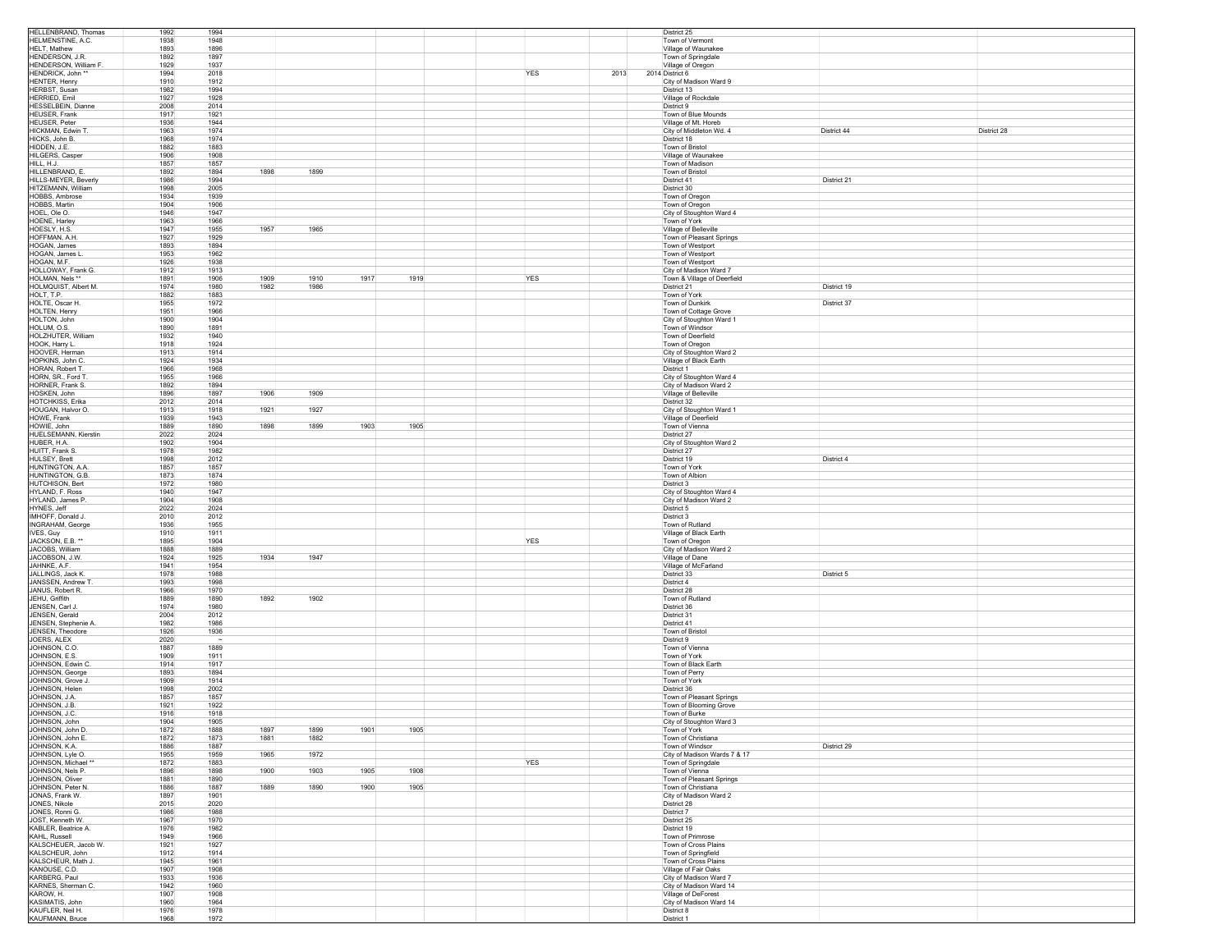| | | | | | | | | | | | | |
|---|---|---|---|---|---|---|---|---|---|---|---|---|
| HELLENBRAND, Thomas | 1992 | 1994 | | | | | | | | District 25 | | |
| HELMENSTINE, A.C. | 1938 | 1948 | | | | | | | | Town of Vermont | | |
| HELT, Mathew | 1893 | 1896 | | | | | | | | Village of Waunakee | | |
| HENDERSON, J.R. | 1892 | 1897 | | | | | | | | Town of Springdale | | |
| HENDERSON, William F. | 1929 | 1937 | | | | | | | | Village of Oregon | | |
| HENDRICK, John ** | 1994 | 2018 | | | | | YES | 2013 | 2014 | District 6 | | |
| HENTER, Henry | 1910 | 1912 | | | | | | | | City of Madison Ward 9 | | |
| HERBST, Susan | 1982 | 1994 | | | | | | | | District 13 | | |
| HERRIED, Emil | 1927 | 1928 | | | | | | | | Village of Rockdale | | |
| HESSELBEIN, Dianne | 2008 | 2014 | | | | | | | | District 9 | | |
| HEUSER, Frank | 1917 | 1921 | | | | | | | | Town of Blue Mounds | | |
| HEUSER, Peter | 1936 | 1944 | | | | | | | | Village of Mt. Horeb | | |
| HICKMAN, Edwin T. | 1963 | 1974 | | | | | | | | City of Middleton Wd. 4 | District 44 | District 28 |
| HICKS, John B. | 1968 | 1974 | | | | | | | | District 18 | | |
| HIDDEN, J.E. | 1882 | 1883 | | | | | | | | Town of Bristol | | |
| HILGERS, Casper | 1906 | 1908 | | | | | | | | Village of Waunakee | | |
| HILL, H.J. | 1857 | 1857 | | | | | | | | Town of Madison | | |
| HILLENBRAND, E. | 1892 | 1894 | 1898 | 1899 | | | | | | Town of Bristol | | |
| HILLS-MEYER, Beverly | 1986 | 1994 | | | | | | | | District 41 | District 21 | |
| HITZEMANN, William | 1998 | 2005 | | | | | | | | District 30 | | |
| HOBBS, Ambrose | 1934 | 1939 | | | | | | | | Town of Oregon | | |
| HOBBS, Martin | 1904 | 1906 | | | | | | | | Town of Oregon | | |
| HOEL, Ole O. | 1946 | 1947 | | | | | | | | City of Stoughton Ward 4 | | |
| HOENE, Harley | 1963 | 1966 | | | | | | | | Town of York | | |
| HOESLY, H.S. | 1947 | 1955 | 1957 | 1965 | | | | | | Village of Belleville | | |
| HOFFMAN, A.H. | 1927 | 1929 | | | | | | | | Town of Pleasant Springs | | |
| HOGAN, James | 1893 | 1894 | | | | | | | | Town of Westport | | |
| HOGAN, James L. | 1953 | 1962 | | | | | | | | Town of Westport | | |
| HOGAN, M.F. | 1926 | 1938 | | | | | | | | Town of Westport | | |
| HOLLOWAY, Frank G. | 1912 | 1913 | | | | | | | | City of Madison Ward 7 | | |
| HOLMAN, Nels ** | 1891 | 1906 | 1909 | 1910 | 1917 | 1919 | YES | | | Town & Village of Deerfield | | |
| HOLMQUIST, Albert M. | 1974 | 1980 | 1982 | 1986 | | | | | | District 21 | District 19 | |
| HOLT, T.P. | 1882 | 1883 | | | | | | | | Town of York | | |
| HOLTE, Oscar H. | 1955 | 1972 | | | | | | | | Town of Dunkirk | District 37 | |
| HOLTEN, Henry | 1951 | 1966 | | | | | | | | Town of Cottage Grove | | |
| HOLTON, John | 1900 | 1904 | | | | | | | | City of Stoughton Ward 1 | | |
| HOLUM, O.S. | 1890 | 1891 | | | | | | | | Town of Windsor | | |
| HOLZHUTER, William | 1932 | 1940 | | | | | | | | Town of Deerfield | | |
| HOOK, Harry L. | 1918 | 1924 | | | | | | | | Town of Oregon | | |
| HOOVER, Herman | 1913 | 1914 | | | | | | | | City of Stoughton Ward 2 | | |
| HOPKINS, John C. | 1924 | 1934 | | | | | | | | Village of Black Earth | | |
| HORAN, Robert T. | 1966 | 1968 | | | | | | | | District 1 | | |
| HORN, SR., Ford T. | 1955 | 1966 | | | | | | | | City of Stoughton Ward 4 | | |
| HORNER, Frank S. | 1892 | 1894 | | | | | | | | City of Madison Ward 2 | | |
| HOSKEN, John | 1896 | 1897 | 1906 | 1909 | | | | | | Village of Belleville | | |
| HOTCHKISS, Erika | 2012 | 2014 | | | | | | | | District 32 | | |
| HOUGAN, Halvor O. | 1913 | 1918 | 1921 | 1927 | | | | | | City of Stoughton Ward 1 | | |
| HOWE, Frank | 1939 | 1943 | | | | | | | | Village of Deerfield | | |
| HOWIE, John | 1889 | 1890 | 1898 | 1899 | 1903 | 1905 | | | | Town of Vienna | | |
| HUELSEMANN, Kierstin | 2022 | 2024 | | | | | | | | District 27 | | |
| HUBER, H.A. | 1902 | 1904 | | | | | | | | City of Stoughton Ward 2 | | |
| HUITT, Frank S. | 1978 | 1982 | | | | | | | | District 27 | | |
| HULSEY, Brett | 1998 | 2012 | | | | | | | | District 19 | District 4 | |
| HUNTINGTON, A.A. | 1857 | 1857 | | | | | | | | Town of York | | |
| HUNTINGTON, G.B. | 1873 | 1874 | | | | | | | | Town of Albion | | |
| HUTCHISON, Bert | 1972 | 1980 | | | | | | | | District 3 | | |
| HYLAND, F. Ross | 1940 | 1947 | | | | | | | | City of Stoughton Ward 4 | | |
| HYLAND, James P. | 1904 | 1908 | | | | | | | | City of Madison Ward 2 | | |
| HYNES, Jeff | 2022 | 2024 | | | | | | | | District 5 | | |
| IMHOFF, Donald J. | 2010 | 2012 | | | | | | | | District 3 | | |
| INGRAHAM, George | 1936 | 1955 | | | | | | | | Town of Rutland | | |
| IVES, Guy | 1910 | 1911 | | | | | | | | Village of Black Earth | | |
| JACKSON, E.B. ** | 1895 | 1904 | | | | | YES | | | Town of Oregon | | |
| JACOBS, William | 1888 | 1889 | | | | | | | | City of Madison Ward 2 | | |
| JACOBSON, J.W. | 1924 | 1925 | 1934 | 1947 | | | | | | Village of Dane | | |
| JAHNKE, A.F. | 1941 | 1954 | | | | | | | | Village of McFarland | | |
| JALLINGS, Jack K. | 1978 | 1988 | | | | | | | | District 33 | District 5 | |
| JANSSEN, Andrew T. | 1993 | 1998 | | | | | | | | District 4 | | |
| JANUS, Robert R. | 1966 | 1970 | | | | | | | | District 28 | | |
| JEHU, Griffith | 1889 | 1890 | 1892 | 1902 | | | | | | Town of Rutland | | |
| JENSEN, Carl J. | 1974 | 1980 | | | | | | | | District 36 | | |
| JENSEN, Gerald | 2004 | 2012 | | | | | | | | District 31 | | |
| JENSEN, Stephenie A. | 1982 | 1986 | | | | | | | | District 41 | | |
| JENSEN, Theodore | 1926 | 1936 | | | | | | | | Town of Bristol | | |
| JOERS, ALEX | 2020 | ~ | | | | | | | | District 9 | | |
| JOHNSON, C.O. | 1887 | 1889 | | | | | | | | Town of Vienna | | |
| JOHNSON, E.S. | 1909 | 1911 | | | | | | | | Town of York | | |
| JOHNSON, Edwin C. | 1914 | 1917 | | | | | | | | Town of Black Earth | | |
| JOHNSON, George | 1893 | 1894 | | | | | | | | Town of Perry | | |
| JOHNSON, Grove J. | 1909 | 1914 | | | | | | | | Town of York | | |
| JOHNSON, Helen | 1998 | 2002 | | | | | | | | District 36 | | |
| JOHNSON, J.A. | 1857 | 1857 | | | | | | | | Town of Pleasant Springs | | |
| JOHNSON, J.B. | 1921 | 1922 | | | | | | | | Town of Blooming Grove | | |
| JOHNSON, J.C. | 1916 | 1918 | | | | | | | | Town of Burke | | |
| JOHNSON, John | 1904 | 1905 | | | | | | | | City of Stoughton Ward 3 | | |
| JOHNSON, John D. | 1872 | 1888 | 1897 | 1899 | 1901 | 1905 | | | | Town of York | | |
| JOHNSON, John E. | 1872 | 1873 | 1881 | 1882 | | | | | | Town of Christiana | | |
| JOHNSON, K.A. | 1886 | 1887 | | | | | | | | Town of Windsor | District 29 | |
| JOHNSON, Lyle O. | 1955 | 1959 | 1965 | 1972 | | | | | | City of Madison Wards 7 & 17 | | |
| JOHNSON, Michael ** | 1872 | 1883 | | | | | YES | | | Town of Springdale | | |
| JOHNSON, Nels P. | 1896 | 1898 | 1900 | 1903 | 1905 | 1908 | | | | Town of Vienna | | |
| JOHNSON, Oliver | 1881 | 1890 | | | | | | | | Town of Pleasant Springs | | |
| JOHNSON, Peter N. | 1886 | 1887 | 1889 | 1890 | 1900 | 1905 | | | | Town of Christiana | | |
| JONAS, Frank W. | 1897 | 1901 | | | | | | | | City of Madison Ward 2 | | |
| JONES, Nikole | 2015 | 2020 | | | | | | | | District 28 | | |
| JONES, Ronni G. | 1986 | 1988 | | | | | | | | District 7 | | |
| JOST, Kenneth W. | 1967 | 1970 | | | | | | | | District 25 | | |
| KABLER, Beatrice A. | 1976 | 1982 | | | | | | | | District 19 | | |
| KAHL, Russell | 1949 | 1966 | | | | | | | | Town of Primrose | | |
| KALSCHEUER, Jacob W. | 1921 | 1927 | | | | | | | | Town of Cross Plains | | |
| KALSCHEUR, John | 1912 | 1914 | | | | | | | | Town of Springfield | | |
| KALSCHEUR, Math J. | 1945 | 1961 | | | | | | | | Town of Cross Plains | | |
| KANOUSE, C.D. | 1907 | 1908 | | | | | | | | Village of Fair Oaks | | |
| KARBERG, Paul | 1933 | 1936 | | | | | | | | City of Madison Ward 7 | | |
| KARNES, Sherman C. | 1942 | 1960 | | | | | | | | City of Madison Ward 14 | | |
| KAROW, H. | 1907 | 1908 | | | | | | | | Village of DeForest | | |
| KASIMATIS, John | 1960 | 1964 | | | | | | | | City of Madison Ward 14 | | |
| KAUFLER, Neil H. | 1976 | 1978 | | | | | | | | District 8 | | |
| KAUFMANN, Bruce | 1968 | 1972 | | | | | | | | District 1 | | |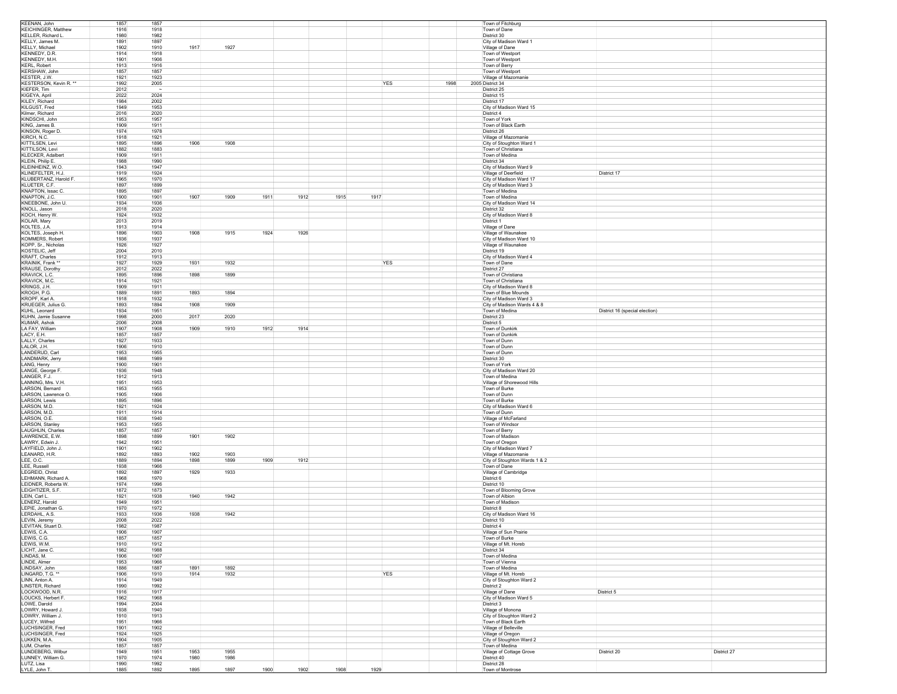| | | | | | | | | | | | | | | |
|---|---|---|---|---|---|---|---|---|---|---|---|---|---|---|
| KEENAN, John | 1857 | 1857 | | | | | | | | | | Town of Fitchburg | | |
| KEICHINGER, Matthew | 1916 | 1918 | | | | | | | | | | Town of Dane | | |
| KELLER, Richard L. | 1980 | 1982 | | | | | | | | | | District 30 | | |
| KELLY, James M. | 1891 | 1897 | | | | | | | | | | City of Madison Ward 1 | | |
| KELLY, Michael | 1902 | 1910 | 1917 | 1927 | | | | | | | | Village of Dane | | |
| KENNEDY, D.R. | 1914 | 1918 | | | | | | | | | | Town of Westport | | |
| KENNEDY, M.H. | 1901 | 1906 | | | | | | | | | | Town of Westport | | |
| KERL, Robert | 1913 | 1916 | | | | | | | | | | Town of Berry | | |
| KERSHAW, John | 1857 | 1857 | | | | | | | | | | Town of Westport | | |
| KESTER, J.W. | 1921 | 1923 | | | | | | | | | | Village of Mazomanie | | |
| KESTERSON, Kevin R. ** | 1992 | 2005 | | | | | | | YES | 1998 | 2005 | District 34 | | |
| KIEFER, Tim | 2012 | ~ | | | | | | | | | | District 25 | | |
| KIGEYA, April | 2022 | 2024 | | | | | | | | | | District 15 | | |
| KILEY, Richard | 1984 | 2002 | | | | | | | | | | District 17 | | |
| KILGUST, Fred | 1949 | 1953 | | | | | | | | | | City of Madison Ward 15 | | |
| Kilmer, Richard | 2016 | 2020 | | | | | | | | | | District 4 | | |
| KINDSCHI, John | 1953 | 1957 | | | | | | | | | | Town of York | | |
| KING, James B. | 1909 | 1911 | | | | | | | | | | Town of Black Earth | | |
| KINSON, Roger D. | 1974 | 1978 | | | | | | | | | | District 26 | | |
| KIRCH, N.C. | 1918 | 1921 | | | | | | | | | | Village of Mazomanie | | |
| KITTILSEN, Levi | 1895 | 1896 | 1906 | 1908 | | | | | | | | City of Stoughton Ward 1 | | |
| KITTILSON, Levi | 1882 | 1883 | | | | | | | | | | Town of Christiana | | |
| KLECKER, Adalbert | 1909 | 1911 | | | | | | | | | | Town of Medina | | |
| KLEIN, Philip E. | 1988 | 1990 | | | | | | | | | | District 34 | | |
| KLEINHEINZ, W.O. | 1943 | 1947 | | | | | | | | | | City of Madison Ward 9 | | |
| KLINEFELTER, H.J. | 1919 | 1924 | | | | | | | | | | Village of Deerfield | District 17 | |
| KLUBERTANZ, Harold F. | 1965 | 1970 | | | | | | | | | | City of Madison Ward 17 | | |
| KLUETER, C.F. | 1897 | 1899 | | | | | | | | | | City of Madison Ward 3 | | |
| KNAPTON, Issac C. | 1895 | 1897 | | | | | | | | | | Town of Medina | | |
| KNAPTON, J.C. | 1900 | 1901 | 1907 | 1909 | 1911 | 1912 | 1915 | 1917 | | | | Town of Medina | | |
| KNEEBONE, John U. | 1934 | 1936 | | | | | | | | | | City of Madison Ward 14 | | |
| KNOLL, Jason | 2018 | 2020 | | | | | | | | | | District 32 | | |
| KOCH, Henry W. | 1924 | 1932 | | | | | | | | | | City of Madison Ward 8 | | |
| KOLAR, Mary | 2013 | 2019 | | | | | | | | | | District 1 | | |
| KOLTES, J.A. | 1913 | 1914 | | | | | | | | | | Village of Dane | | |
| KOLTES, Joseph H. | 1896 | 1903 | 1908 | 1915 | 1924 | 1926 | | | | | | Village of Waunakee | | |
| KOMMERS, Robert | 1936 | 1937 | | | | | | | | | | City of Madison Ward 10 | | |
| KOPP, Sr., Nicholas | 1926 | 1927 | | | | | | | | | | Village of Waunakee | | |
| KOSTELIC, Jeff | 2004 | 2010 | | | | | | | | | | District 19 | | |
| KRAFT, Charles | 1912 | 1913 | | | | | | | | | | City of Madison Ward 4 | | |
| KRAINIK, Frank ** | 1927 | 1929 | 1931 | 1932 | | | | | YES | | | Town of Dane | | |
| KRAUSE, Dorothy | 2012 | 2022 | | | | | | | | | | District 27 | | |
| KRAVICK, L.C. | 1895 | 1896 | 1898 | 1899 | | | | | | | | Town of Christiana | | |
| KRAVICK, M.C. | 1914 | 1921 | | | | | | | | | | Town of Christiana | | |
| KRINGS, J.H. | 1909 | 1911 | | | | | | | | | | City of Madison Ward 8 | | |
| KROGH, P.G. | 1889 | 1891 | 1893 | 1894 | | | | | | | | Town of Blue Mounds | | |
| KROPF, Karl A. | 1918 | 1932 | | | | | | | | | | City of Madison Ward 3 | | |
| KRUEGER, Julius G. | 1893 | 1894 | 1908 | 1909 | | | | | | | | City of Madison Wards 4 & 8 | | |
| KUHL, Leonard | 1934 | 1951 | | | | | | | | | | Town of Medina | District 16 (special election) | |
| KUHN, Jamie Susanne | 1998 | 2000 | 2017 | 2020 | | | | | | | | District 23 | | |
| KUMAR, Ashok | 2006 | 2008 | | | | | | | | | | District 5 | | |
| LA FAY, William | 1907 | 1908 | 1909 | 1910 | 1912 | 1914 | | | | | | Town of Dunkirk | | |
| LACY, E.H. | 1857 | 1857 | | | | | | | | | | Town of Dunkirk | | |
| LALLY, Charles | 1927 | 1933 | | | | | | | | | | Town of Dunn | | |
| LALOR, J.H. | 1906 | 1910 | | | | | | | | | | Town of Dunn | | |
| LANDERUD, Carl | 1953 | 1955 | | | | | | | | | | Town of Dunn | | |
| LANDMARK, Jerry | 1988 | 1989 | | | | | | | | | | District 30 | | |
| LANG, Henry | 1900 | 1901 | | | | | | | | | | Town of York | | |
| LANGE, George F. | 1936 | 1948 | | | | | | | | | | City of Madison Ward 20 | | |
| LANGER, F.J. | 1912 | 1913 | | | | | | | | | | Town of Medina | | |
| LANNING, Mrs. V.H. | 1951 | 1953 | | | | | | | | | | Village of Shorewood Hills | | |
| LARSON, Bernard | 1953 | 1955 | | | | | | | | | | Town of Burke | | |
| LARSON, Lawrence O. | 1905 | 1906 | | | | | | | | | | Town of Dunn | | |
| LARSON, Lewis | 1895 | 1896 | | | | | | | | | | Town of Burke | | |
| LARSON, M.D. | 1921 | 1924 | | | | | | | | | | City of Madison Ward 6 | | |
| LARSON, M.D. | 1911 | 1914 | | | | | | | | | | Town of Dunn | | |
| LARSON, O.E. | 1938 | 1940 | | | | | | | | | | Village of McFarland | | |
| LARSON, Stanley | 1953 | 1955 | | | | | | | | | | Town of Windsor | | |
| LAUGHLIN, Charles | 1857 | 1857 | | | | | | | | | | Town of Berry | | |
| LAWRENCE, E.W. | 1898 | 1899 | 1901 | 1902 | | | | | | | | Town of Madison | | |
| LAWRY, Edwin J. | 1942 | 1951 | | | | | | | | | | Town of Oregon | | |
| LAYFIELD, John J. | 1901 | 1902 | | | | | | | | | | City of Madison Ward 7 | | |
| LEANARD, H.R. | 1892 | 1893 | 1902 | 1903 | | | | | | | | Village of Mazomanie | | |
| LEE, O.C. | 1889 | 1894 | 1898 | 1899 | 1909 | 1912 | | | | | | City of Stoughton Wards 1 & 2 | | |
| LEE, Russell | 1938 | 1966 | | | | | | | | | | Town of Dane | | |
| LEGREID, Christ | 1892 | 1897 | 1929 | 1933 | | | | | | | | Village of Cambridge | | |
| LEHMANN, Richard A. | 1968 | 1970 | | | | | | | | | | District 6 | | |
| LEIDNER, Roberta W. | 1974 | 1996 | | | | | | | | | | District 10 | | |
| LEIGHTIZER, S.F. | 1872 | 1873 | | | | | | | | | | Town of Blooming Grove | | |
| LEIN, Carl L. | 1921 | 1938 | 1940 | 1942 | | | | | | | | Town of Albion | | |
| LENERZ, Harold | 1949 | 1951 | | | | | | | | | | Town of Madison | | |
| LEPIE, Jonathan G. | 1970 | 1972 | | | | | | | | | | District 8 | | |
| LERDAHL, A.S. | 1933 | 1936 | 1938 | 1942 | | | | | | | | City of Madison Ward 16 | | |
| LEVIN, Jeremy | 2008 | 2022 | | | | | | | | | | District 10 | | |
| LEVITAN, Stuart D. | 1982 | 1987 | | | | | | | | | | District 4 | | |
| LEWIS, C.A. | 1906 | 1907 | | | | | | | | | | Village of Sun Prairie | | |
| LEWIS, C.G. | 1857 | 1857 | | | | | | | | | | Town of Burke | | |
| LEWIS, W.M. | 1910 | 1912 | | | | | | | | | | Village of Mt. Horeb | | |
| LICHT, Jane C. | 1982 | 1988 | | | | | | | | | | District 34 | | |
| LINDAS, M. | 1906 | 1907 | | | | | | | | | | Town of Medina | | |
| LINDE, Almer | 1953 | 1966 | | | | | | | | | | Town of Vienna | | |
| LINDSAY, John | 1886 | 1887 | 1891 | 1892 | | | | | | | | Town of Medina | | |
| LINGARD, T.G. ** | 1906 | 1910 | 1914 | 1932 | | | | | YES | | | Village of Mt. Horeb | | |
| LINN, Anton A. | 1914 | 1949 | | | | | | | | | | City of Stoughton Ward 2 | | |
| LINSTER, Richard | 1990 | 1992 | | | | | | | | | | District 2 | | |
| LOCKWOOD, N.R. | 1916 | 1917 | | | | | | | | | | Village of Dane | District 5 | |
| LOUCKS, Herbert F. | 1962 | 1968 | | | | | | | | | | City of Madison Ward 5 | | |
| LOWE, Darold | 1994 | 2004 | | | | | | | | | | District 3 | | |
| LOWRY, Howard J. | 1938 | 1940 | | | | | | | | | | Village of Monona | | |
| LOWRY, William J. | 1910 | 1913 | | | | | | | | | | City of Stoughton Ward 2 | | |
| LUCEY, Wilfred | 1951 | 1966 | | | | | | | | | | Town of Black Earth | | |
| LUCHSINGER, Fred | 1901 | 1902 | | | | | | | | | | Village of Belleville | | |
| LUCHSINGER, Fred | 1924 | 1925 | | | | | | | | | | Village of Oregon | | |
| LUKKEN, M.A. | 1904 | 1905 | | | | | | | | | | City of Stoughton Ward 2 | | |
| LUM, Charles | 1857 | 1857 | | | | | | | | | | Town of Medina | | |
| LUNDEBERG, Wilbur | 1949 | 1951 | 1953 | 1955 | | | | | | | | Village of Cottage Grove | District 20 | District 27 |
| LUNNEY, William G. | 1970 | 1974 | 1980 | 1986 | | | | | | | | District 40 | | |
| LUTZ, Lisa | 1990 | 1992 | | | | | | | | | | District 28 | | |
| LYLE, John T. | 1885 | 1892 | 1895 | 1897 | 1900 | 1902 | 1908 | 1929 | | | | Town of Montrose | | |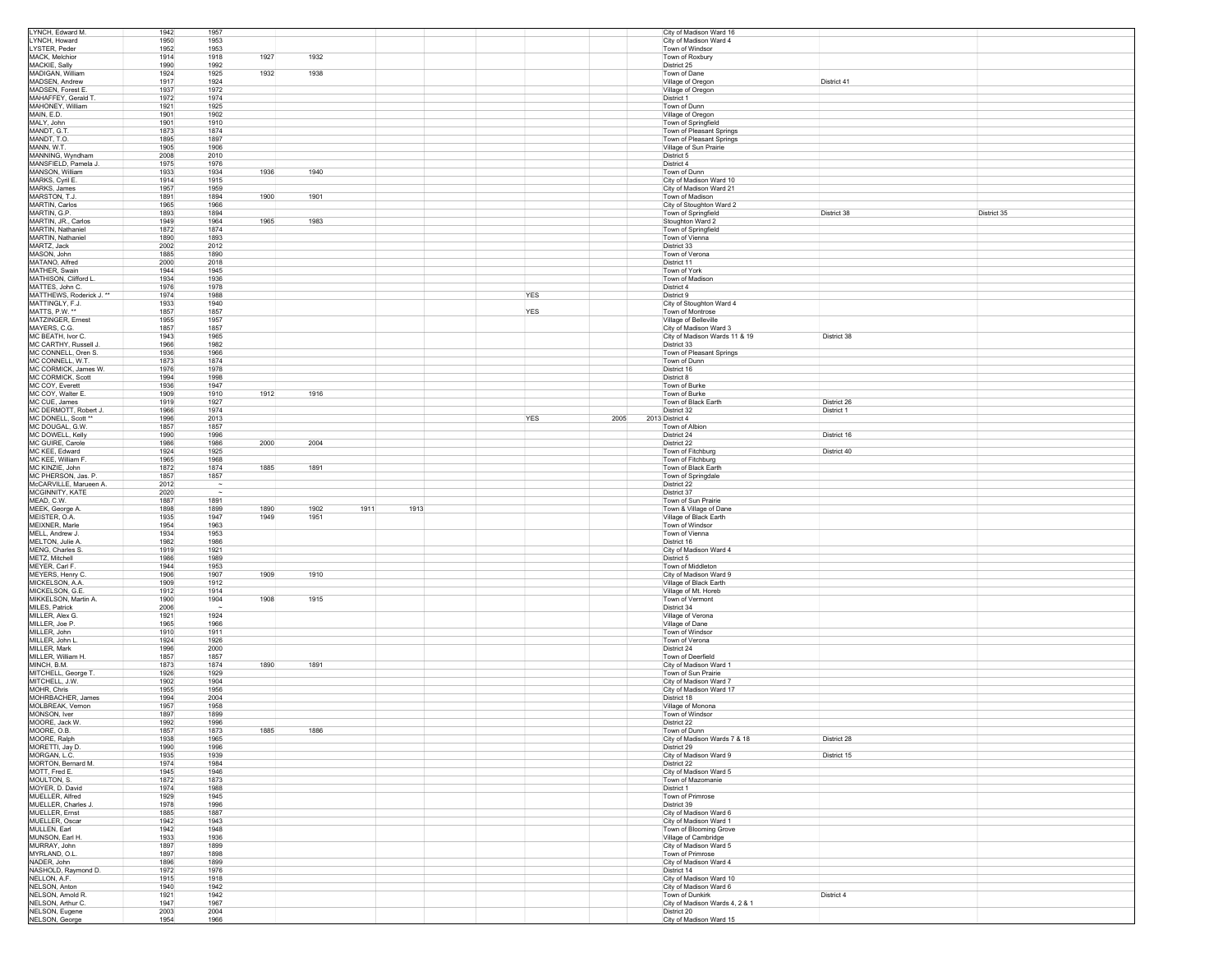| | | | | | | | | | | | | | |
|---|---|---|---|---|---|---|---|---|---|---|---|---|---|
| LYNCH, Edward M. | 1942 | 1957 | | | | | | | | | City of Madison Ward 16 | | |
| LYNCH, Howard | 1950 | 1953 | | | | | | | | | City of Madison Ward 4 | | |
| LYSTER, Peder | 1952 | 1953 | | | | | | | | | Town of Windsor | | |
| MACK, Melchior | 1914 | 1918 | 1927 | 1932 | | | | | | | Town of Roxbury | | |
| MACKIE, Sally | 1990 | 1992 | | | | | | | | | District 25 | | |
| MADIGAN, William | 1924 | 1925 | 1932 | 1938 | | | | | | | Town of Dane | | |
| MADSEN, Andrew | 1917 | 1924 | | | | | | | | | Village of Oregon | District 41 | |
| MADSEN, Forest E. | 1937 | 1972 | | | | | | | | | Village of Oregon | | |
| MAHAFFEY, Gerald T. | 1972 | 1974 | | | | | | | | | District 1 | | |
| MAHONEY, William | 1921 | 1925 | | | | | | | | | Town of Dunn | | |
| MAIN, E.D. | 1901 | 1902 | | | | | | | | | Village of Oregon | | |
| MALY, John | 1901 | 1910 | | | | | | | | | Town of Springfield | | |
| MANDT, G.T. | 1873 | 1874 | | | | | | | | | Town of Pleasant Springs | | |
| MANDT, T.O. | 1895 | 1897 | | | | | | | | | Town of Pleasant Springs | | |
| MANN, W.T. | 1905 | 1906 | | | | | | | | | Village of Sun Prairie | | |
| MANNING, Wyndham | 2008 | 2010 | | | | | | | | | District 5 | | |
| MANSFIELD, Pamela J. | 1975 | 1976 | | | | | | | | | District 4 | | |
| MANSON, William | 1933 | 1934 | 1936 | 1940 | | | | | | | Town of Dunn | | |
| MARKS, Cyril E. | 1914 | 1915 | | | | | | | | | City of Madison Ward 10 | | |
| MARKS, James | 1957 | 1959 | | | | | | | | | City of Madison Ward 21 | | |
| MARSTON, T.J. | 1891 | 1894 | 1900 | 1901 | | | | | | | Town of Madison | | |
| MARTIN, Carlos | 1965 | 1966 | | | | | | | | | City of Stoughton Ward 2 | | |
| MARTIN, G.P. | 1893 | 1894 | | | | | | | | | Town of Springfield | District 38 | District 35 |
| MARTIN, JR., Carlos | 1949 | 1964 | 1965 | 1983 | | | | | | | Stoughton Ward 2 | | |
| MARTIN, Nathaniel | 1872 | 1874 | | | | | | | | | Town of Springfield | | |
| MARTIN, Nathaniel | 1890 | 1893 | | | | | | | | | Town of Vienna | | |
| MARTZ, Jack | 2002 | 2012 | | | | | | | | | District 33 | | |
| MASON, John | 1885 | 1890 | | | | | | | | | Town of Verona | | |
| MATANO, Alfred | 2000 | 2018 | | | | | | | | | District 11 | | |
| MATHER, Swain | 1944 | 1945 | | | | | | | | | Town of York | | |
| MATHISON, Clifford L. | 1934 | 1936 | | | | | | | | | Town of Madison | | |
| MATTES, John C. | 1976 | 1978 | | | | | | | | | District 4 | | |
| MATTHEWS, Roderick J. ** | 1974 | 1988 | | | | | | YES | | | District 9 | | |
| MATTINGLY, F.J. | 1933 | 1940 | | | | | | | | | City of Stoughton Ward 4 | | |
| MATTS, P.W. ** | 1857 | 1857 | | | | | | YES | | | Town of Montrose | | |
| MATZINGER, Ernest | 1955 | 1957 | | | | | | | | | Village of Belleville | | |
| MAYERS, C.G. | 1857 | 1857 | | | | | | | | | City of Madison Ward 3 | | |
| MC BEATH, Ivor C. | 1943 | 1965 | | | | | | | | | City of Madison Wards 11 & 19 | District 38 | |
| MC CARTHY, Russell J. | 1966 | 1982 | | | | | | | | | District 33 | | |
| MC CONNELL, Oren S. | 1936 | 1966 | | | | | | | | | Town of Pleasant Springs | | |
| MC CONNELL, W.T. | 1873 | 1874 | | | | | | | | | Town of Dunn | | |
| MC CORMICK, James W. | 1976 | 1978 | | | | | | | | | District 16 | | |
| MC CORMICK, Scott | 1994 | 1998 | | | | | | | | | District 8 | | |
| MC COY, Everett | 1936 | 1947 | | | | | | | | | Town of Burke | | |
| MC COY, Walter E. | 1909 | 1910 | 1912 | 1916 | | | | | | | Town of Burke | | |
| MC CUE, James | 1919 | 1927 | | | | | | | | | Town of Black Earth | District 26 | |
| MC DERMOTT, Robert J. | 1966 | 1974 | | | | | | | | | District 32 | District 1 | |
| MC DONELL, Scott ** | 1996 | 2013 | | | | | | YES | 2005 | 2013 | District 4 | | |
| MC DOUGAL, G.W. | 1857 | 1857 | | | | | | | | | Town of Albion | | |
| MC DOWELL, Kelly | 1990 | 1996 | | | | | | | | | District 24 | District 16 | |
| MC GUIRE, Carole | 1986 | 1986 | 2000 | 2004 | | | | | | | District 22 | | |
| MC KEE, Edward | 1924 | 1925 | | | | | | | | | Town of Fitchburg | District 40 | |
| MC KEE, William F. | 1965 | 1968 | | | | | | | | | Town of Fitchburg | | |
| MC KINZIE, John | 1872 | 1874 | 1885 | 1891 | | | | | | | Town of Black Earth | | |
| MC PHERSON, Jas. P. | 1857 | 1857 | | | | | | | | | Town of Springdale | | |
| McCARVILLE, Marueen A. | 2012 | ~ | | | | | | | | | District 22 | | |
| MCGINNITY, KATE | 2020 | ~ | | | | | | | | | District 37 | | |
| MEAD, C.W. | 1887 | 1891 | | | | | | | | | Town of Sun Prairie | | |
| MEEK, George A. | 1898 | 1899 | 1890 | 1902 | 1911 | 1913 | | | | | Town & Village of Dane | | |
| MEISTER, O.A. | 1935 | 1947 | 1949 | 1951 | | | | | | | Village of Black Earth | | |
| MEIXNER, Marle | 1954 | 1963 | | | | | | | | | Town of Windsor | | |
| MELL, Andrew J. | 1934 | 1953 | | | | | | | | | Town of Vienna | | |
| MELTON, Julie A. | 1982 | 1986 | | | | | | | | | District 16 | | |
| MENG, Charles S. | 1919 | 1921 | | | | | | | | | City of Madison Ward 4 | | |
| METZ, Mitchell | 1986 | 1989 | | | | | | | | | District 5 | | |
| MEYER, Carl F. | 1944 | 1953 | | | | | | | | | Town of Middleton | | |
| MEYERS, Henry C. | 1906 | 1907 | 1909 | 1910 | | | | | | | City of Madison Ward 9 | | |
| MICKELSON, A.A. | 1909 | 1912 | | | | | | | | | Village of Black Earth | | |
| MICKELSON, G.E. | 1912 | 1914 | | | | | | | | | Village of Mt. Horeb | | |
| MIKKELSON, Martin A. | 1900 | 1904 | 1908 | 1915 | | | | | | | Town of Vermont | | |
| MILES, Patrick | 2006 | ~ | | | | | | | | | District 34 | | |
| MILLER, Alex G. | 1921 | 1924 | | | | | | | | | Village of Verona | | |
| MILLER, Joe P. | 1965 | 1966 | | | | | | | | | Village of Dane | | |
| MILLER, John | 1910 | 1911 | | | | | | | | | Town of Windsor | | |
| MILLER, John L. | 1924 | 1926 | | | | | | | | | Town of Verona | | |
| MILLER, Mark | 1996 | 2000 | | | | | | | | | District 24 | | |
| MILLER, William H. | 1857 | 1857 | | | | | | | | | Town of Deerfield | | |
| MINCH, B.M. | 1873 | 1874 | 1890 | 1891 | | | | | | | City of Madison Ward 1 | | |
| MITCHELL, George T. | 1926 | 1929 | | | | | | | | | Town of Sun Prairie | | |
| MITCHELL, J.W. | 1902 | 1904 | | | | | | | | | City of Madison Ward 7 | | |
| MOHR, Chris | 1955 | 1956 | | | | | | | | | City of Madison Ward 17 | | |
| MOHRBACHER, James | 1994 | 2004 | | | | | | | | | District 18 | | |
| MOLBREAK, Vernon | 1957 | 1958 | | | | | | | | | Village of Monona | | |
| MONSON, Iver | 1897 | 1899 | | | | | | | | | Town of Windsor | | |
| MOORE, Jack W. | 1992 | 1996 | | | | | | | | | District 22 | | |
| MOORE, O.B. | 1857 | 1873 | 1885 | 1886 | | | | | | | Town of Dunn | | |
| MOORE, Ralph | 1938 | 1965 | | | | | | | | | City of Madison Wards 7 & 18 | District 28 | |
| MORETTI, Jay D. | 1990 | 1996 | | | | | | | | | District 29 | | |
| MORGAN, L.C. | 1935 | 1939 | | | | | | | | | City of Madison Ward 9 | District 15 | |
| MORTON, Bernard M. | 1974 | 1984 | | | | | | | | | District 22 | | |
| MOTT, Fred E. | 1945 | 1946 | | | | | | | | | City of Madison Ward 5 | | |
| MOULTON, S. | 1872 | 1873 | | | | | | | | | Town of Mazomanie | | |
| MOYER, D. David | 1974 | 1988 | | | | | | | | | District 1 | | |
| MUELLER, Alfred | 1929 | 1945 | | | | | | | | | Town of Primrose | | |
| MUELLER, Charles J. | 1978 | 1996 | | | | | | | | | District 39 | | |
| MUELLER, Ernst | 1885 | 1887 | | | | | | | | | City of Madison Ward 6 | | |
| MUELLER, Oscar | 1942 | 1943 | | | | | | | | | City of Madison Ward 1 | | |
| MULLEN, Earl | 1942 | 1948 | | | | | | | | | Town of Blooming Grove | | |
| MUNSON, Earl H. | 1933 | 1936 | | | | | | | | | Village of Cambridge | | |
| MURRAY, John | 1897 | 1899 | | | | | | | | | City of Madison Ward 5 | | |
| MYRLAND, O.L. | 1897 | 1898 | | | | | | | | | Town of Primrose | | |
| NADER, John | 1896 | 1899 | | | | | | | | | City of Madison Ward 4 | | |
| NASHOLD, Raymond D. | 1972 | 1976 | | | | | | | | | District 14 | | |
| NELLON, A.F. | 1915 | 1918 | | | | | | | | | City of Madison Ward 10 | | |
| NELSON, Anton | 1940 | 1942 | | | | | | | | | City of Madison Ward 6 | | |
| NELSON, Arnold R. | 1921 | 1942 | | | | | | | | | Town of Dunkirk | District 4 | |
| NELSON, Arthur C. | 1947 | 1967 | | | | | | | | | City of Madison Wards 4, 2 & 1 | | |
| NELSON, Eugene | 2003 | 2004 | | | | | | | | | District 20 | | |
| NELSON, George | 1954 | 1966 | | | | | | | | | City of Madison Ward 15 | | |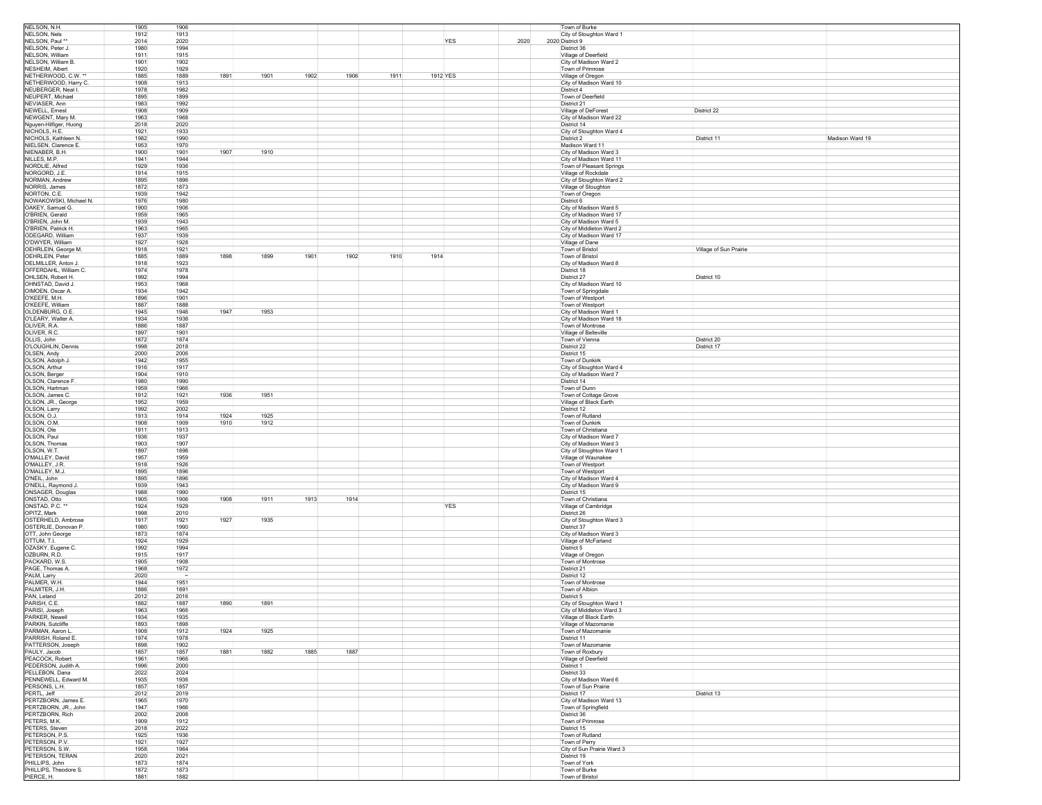| | | | | | | | | | | | | | | | |
|---|---|---|---|---|---|---|---|---|---|---|---|---|---|---|---|
| NELSON, N.H. | 1905 | 1906 | | | | | | | | | | Town of Burke | | |
| NELSON, Nels | 1912 | 1913 | | | | | | | | | | City of Stoughton Ward 1 | | |
| NELSON, Paul ** | 2014 | 2020 | | | | | | | YES | 2020 | 2020 | District 9 | | |
| NELSON, Peter J. | 1980 | 1994 | | | | | | | | | | District 36 | | |
| NELSON, William | 1911 | 1915 | | | | | | | | | | Village of Deerfield | | |
| NELSON, William B. | 1901 | 1902 | | | | | | | | | | City of Madison Ward 2 | | |
| NESHEIM, Albert | 1920 | 1929 | | | | | | | | | | Town of Primrose | | |
| NETHERWOOD, C.W. ** | 1885 | 1889 | 1891 | 1901 | 1902 | 1906 | 1911 | 1912 | YES | | | Village of Oregon | | |
| NETHERWOOD, Harry C. | 1908 | 1913 | | | | | | | | | | City of Madison Ward 10 | | |
| NEUBERGER, Neal I. | 1978 | 1982 | | | | | | | | | | District 4 | | |
| NEUPERT, Michael | 1895 | 1899 | | | | | | | | | | Town of Deerfield | | |
| NEVIASER, Ann | 1983 | 1992 | | | | | | | | | | District 21 | | |
| NEWELL, Ernest | 1908 | 1909 | | | | | | | | | | Village of DeForest | District 22 | |
| NEWGENT, Mary M. | 1963 | 1968 | | | | | | | | | | City of Madison Ward 22 | | |
| Nguyen-Hilfiger, Huong | 2018 | 2020 | | | | | | | | | | District 14 | | |
| NICHOLS, H.E. | 1921 | 1933 | | | | | | | | | | City of Stoughton Ward 4 | | |
| NICHOLS, Kathleen N. | 1982 | 1990 | | | | | | | | | | District 2 | District 11 | Madison Ward 19 |
| NIELSEN, Clarence E. | 1953 | 1970 | | | | | | | | | | Madison Ward 11 | | |
| NIENABER, B.H. | 1900 | 1901 | 1907 | 1910 | | | | | | | | City of Madison Ward 3 | | |
| NILLES, M.P. | 1941 | 1944 | | | | | | | | | | City of Madison Ward 11 | | |
| NORDLIE, Alfred | 1929 | 1936 | | | | | | | | | | Town of Pleasant Springs | | |
| NORGORD, J.E. | 1914 | 1915 | | | | | | | | | | Village of Rockdale | | |
| NORMAN, Andrew | 1895 | 1896 | | | | | | | | | | City of Stoughton Ward 2 | | |
| NORRIS, James | 1872 | 1873 | | | | | | | | | | Village of Stoughton | | |
| NORTON, C.E. | 1939 | 1942 | | | | | | | | | | Town of Oregon | | |
| NOWAKOWSKI, Michael N. | 1976 | 1980 | | | | | | | | | | District 6 | | |
| OAKEY, Samuel G. | 1900 | 1906 | | | | | | | | | | City of Madison Ward 5 | | |
| O'BRIEN, Gerald | 1959 | 1965 | | | | | | | | | | City of Madison Ward 17 | | |
| O'BRIEN, John M. | 1939 | 1943 | | | | | | | | | | City of Madison Ward 5 | | |
| O'BRIEN, Patrick H. | 1963 | 1965 | | | | | | | | | | City of Middleton Ward 2 | | |
| ODEGARD, William | 1937 | 1939 | | | | | | | | | | City of Madison Ward 17 | | |
| O'DWYER, William | 1927 | 1928 | | | | | | | | | | Village of Dane | | |
| OEHRLEIN, George M. | 1918 | 1921 | | | | | | | | | | Town of Bristol | Village of Sun Prairie | |
| OEHRLEIN, Peter | 1885 | 1889 | 1898 | 1899 | 1901 | 1902 | 1910 | 1914 | | | | Town of Bristol | | |
| OELMILLER, Anton J. | 1918 | 1923 | | | | | | | | | | City of Madison Ward 8 | | |
| OFFERDAHL, William C. | 1974 | 1978 | | | | | | | | | | District 18 | | |
| OHLSEN, Robert H. | 1992 | 1994 | | | | | | | | | | District 27 | District 10 | |
| OHNSTAD, David J. | 1953 | 1968 | | | | | | | | | | City of Madison Ward 10 | | |
| OIMOEN, Oscar A. | 1934 | 1942 | | | | | | | | | | Town of Springdale | | |
| O'KEEFE, M.H. | 1896 | 1901 | | | | | | | | | | Town of Westport | | |
| O'KEEFE, William | 1887 | 1888 | | | | | | | | | | Town of Westport | | |
| OLDENBURG, O.E. | 1945 | 1946 | 1947 | 1953 | | | | | | | | City of Madison Ward 1 | | |
| O'LEARY, Walter A. | 1934 | 1938 | | | | | | | | | | City of Madison Ward 18 | | |
| OLIVER, R.A. | 1886 | 1887 | | | | | | | | | | Town of Montrose | | |
| OLIVER, R.C. | 1897 | 1901 | | | | | | | | | | Village of Belleville | | |
| OLLIS, John | 1872 | 1874 | | | | | | | | | | Town of Vienna | District 20 | |
| O'LOUGHLIN, Dennis | 1998 | 2018 | | | | | | | | | | District 22 | District 17 | |
| OLSEN, Andy | 2000 | 2006 | | | | | | | | | | District 15 | | |
| OLSON, Adolph J. | 1942 | 1955 | | | | | | | | | | Town of Dunkirk | | |
| OLSON, Arthur | 1916 | 1917 | | | | | | | | | | City of Stoughton Ward 4 | | |
| OLSON, Berger | 1904 | 1910 | | | | | | | | | | City of Madison Ward 7 | | |
| OLSON, Clarence F. | 1980 | 1990 | | | | | | | | | | District 14 | | |
| OLSON, Hartman | 1959 | 1966 | | | | | | | | | | Town of Dunn | | |
| OLSON, James C. | 1912 | 1921 | 1936 | 1951 | | | | | | | | Town of Cottage Grove | | |
| OLSON, JR., George | 1952 | 1959 | | | | | | | | | | Village of Black Earth | | |
| OLSON, Larry | 1992 | 2002 | | | | | | | | | | District 12 | | |
| OLSON, O.J. | 1913 | 1914 | 1924 | 1925 | | | | | | | | Town of Rutland | | |
| OLSON, O.M. | 1908 | 1909 | 1910 | 1912 | | | | | | | | Town of Dunkirk | | |
| OLSON, Ole | 1911 | 1913 | | | | | | | | | | Town of Christiana | | |
| OLSON, Paul | 1936 | 1937 | | | | | | | | | | City of Madison Ward 7 | | |
| OLSON, Thomas | 1903 | 1907 | | | | | | | | | | City of Madison Ward 3 | | |
| OLSON, W.T. | 1897 | 1898 | | | | | | | | | | City of Stoughton Ward 1 | | |
| O'MALLEY, David | 1957 | 1959 | | | | | | | | | | Village of Waunakee | | |
| O'MALLEY, J.R. | 1918 | 1926 | | | | | | | | | | Town of Westport | | |
| O'MALLEY, M.J. | 1895 | 1896 | | | | | | | | | | Town of Westport | | |
| O'NEIL, John | 1895 | 1896 | | | | | | | | | | City of Madison Ward 4 | | |
| O'NEILL, Raymond J. | 1939 | 1943 | | | | | | | | | | City of Madison Ward 9 | | |
| ONSAGER, Douglas | 1988 | 1990 | | | | | | | | | | District 15 | | |
| ONSTAD, Otto | 1905 | 1906 | 1908 | 1911 | 1913 | 1914 | | | | | | Town of Christiana | | |
| ONSTAD, P.C. ** | 1924 | 1929 | | | | | | | YES | | | Village of Cambridge | | |
| OPITZ, Mark | 1998 | 2010 | | | | | | | | | | District 26 | | |
| OSTERHELD, Ambrose | 1917 | 1921 | 1927 | 1935 | | | | | | | | City of Stoughton Ward 3 | | |
| OSTERLIE, Donovan P. | 1980 | 1990 | | | | | | | | | | District 37 | | |
| OTT, John George | 1873 | 1874 | | | | | | | | | | City of Madison Ward 3 | | |
| OTTUM, T.I. | 1924 | 1929 | | | | | | | | | | Village of McFarland | | |
| OZASKY, Eugene C. | 1992 | 1994 | | | | | | | | | | District 5 | | |
| OZBURN, R.D. | 1915 | 1917 | | | | | | | | | | Village of Oregon | | |
| PACKARD, W.S. | 1905 | 1908 | | | | | | | | | | Town of Montrose | | |
| PAGE, Thomas A. | 1968 | 1972 | | | | | | | | | | District 21 | | |
| PALM, Larry | 2020 | ~ | | | | | | | | | | District 12 | | |
| PALMER, W.H. | 1944 | 1951 | | | | | | | | | | Town of Montrose | | |
| PALMITER, J.H. | 1886 | 1891 | | | | | | | | | | Town of Albion | | |
| PAN, Leland | 2012 | 2016 | | | | | | | | | | District 5 | | |
| PARISH, C.E. | 1882 | 1887 | 1890 | 1891 | | | | | | | | City of Stoughton Ward 1 | | |
| PARISI, Joseph | 1963 | 1966 | | | | | | | | | | City of Middleton Ward 3 | | |
| PARKER, Newell | 1934 | 1935 | | | | | | | | | | Village of Black Earth | | |
| PARKIN, Sutcliffe | 1893 | 1898 | | | | | | | | | | Village of Mazomanie | | |
| PARMAN, Aaron L. | 1908 | 1912 | 1924 | 1925 | | | | | | | | Town of Mazomanie | | |
| PARRISH, Roland E. | 1974 | 1978 | | | | | | | | | | District 11 | | |
| PATTERSON, Joseph | 1898 | 1902 | | | | | | | | | | Town of Mazomanie | | |
| PAULY, Jacob | 1857 | 1857 | 1881 | 1882 | 1885 | 1887 | | | | | | Town of Roxbury | | |
| PEACOCK, Robert | 1961 | 1966 | | | | | | | | | | Village of Deerfield | | |
| PEDERSON, Judith A. | 1996 | 2000 | | | | | | | | | | District 1 | | |
| PELLEBON, Dana | 2022 | 2024 | | | | | | | | | | District 33 | | |
| PENNEWELL, Edward M. | 1935 | 1936 | | | | | | | | | | City of Madison Ward 6 | | |
| PERSONS, L.H. | 1857 | 1857 | | | | | | | | | | Town of Sun Prairie | | |
| PERTL, Jeff | 2012 | 2019 | | | | | | | | | | District 17 | District 13 | |
| PERTZBORN, James E. | 1965 | 1970 | | | | | | | | | | City of Madison Ward 13 | | |
| PERTZBORN, JR., John | 1947 | 1966 | | | | | | | | | | Town of Springfield | | |
| PERTZBORN, Rich | 2002 | 2008 | | | | | | | | | | District 36 | | |
| PETERS, M.K. | 1909 | 1912 | | | | | | | | | | Town of Primrose | | |
| PETERS, Steven | 2018 | 2022 | | | | | | | | | | District 15 | | |
| PETERSON, P.S. | 1925 | 1936 | | | | | | | | | | Town of Rutland | | |
| PETERSON, P.V. | 1921 | 1927 | | | | | | | | | | Town of Perry | | |
| PETERSON, S.W. | 1958 | 1964 | | | | | | | | | | City of Sun Prairie Ward 3 | | |
| PETERSON, TERAN | 2020 | 2021 | | | | | | | | | | District 19 | | |
| PHILLIPS, John | 1873 | 1874 | | | | | | | | | | Town of York | | |
| PHILLIPS, Theodore S. | 1872 | 1873 | | | | | | | | | | Town of Burke | | |
| PIERCE, H. | 1881 | 1882 | | | | | | | | | | Town of Bristol | | |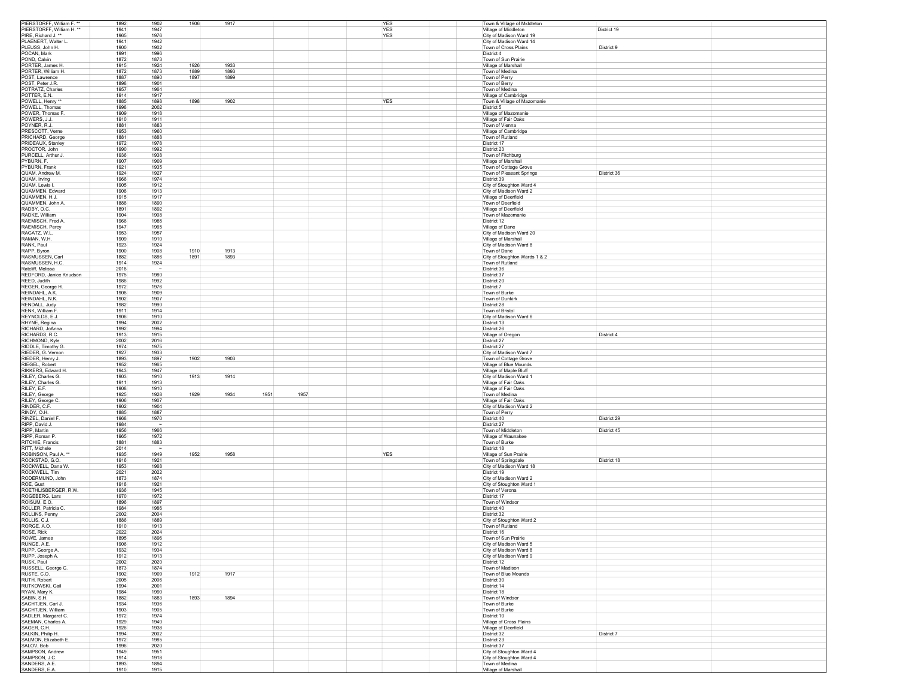| | | | | | | | | | | | | | |
|---|---|---|---|---|---|---|---|---|---|---|---|---|---|
| PIERSTORFF, William F. ** | 1892 | 1902 | 1906 | 1917 | | | | | YES | | Town & Village of Middleton | | |
| PIERSTORFF, William H. ** | 1941 | 1947 | | | | | | | YES | | Village of Middleton | District 19 | |
| PIRE, Richard J. ** | 1965 | 1976 | | | | | | | YES | | City of Madison Ward 19 | | |
| PLAENERT, Walter L. | 1941 | 1942 | | | | | | | | | City of Madison Ward 14 | | |
| PLEUSS, John H. | 1900 | 1902 | | | | | | | | | Town of Cross Plains | District 9 | |
| POCAN, Mark | 1991 | 1996 | | | | | | | | | District 4 | | |
| POND, Calvin | 1872 | 1873 | | | | | | | | | Town of Sun Prairie | | |
| PORTER, James H. | 1915 | 1924 | 1926 | 1933 | | | | | | | Village of Marshall | | |
| PORTER, William H. | 1872 | 1873 | 1889 | 1893 | | | | | | | Town of Medina | | |
| POST, Lawrence | 1887 | 1890 | 1897 | 1899 | | | | | | | Town of Perry | | |
| POST, Peter J.R. | 1898 | 1901 | | | | | | | | | Town of Berry | | |
| POTRATZ, Charles | 1957 | 1964 | | | | | | | | | Town of Medina | | |
| POTTER, E.N. | 1914 | 1917 | | | | | | | | | Village of Cambridge | | |
| POWELL, Henry ** | 1885 | 1898 | 1898 | 1902 | | | | | YES | | Town & Village of Mazomanie | | |
| POWELL, Thomas | 1998 | 2002 | | | | | | | | | District 5 | | |
| POWER, Thomas F. | 1909 | 1918 | | | | | | | | | Village of Mazomanie | | |
| POWERS, J.J. | 1910 | 1911 | | | | | | | | | Village of Fair Oaks | | |
| POYNER, R.J. | 1881 | 1883 | | | | | | | | | Town of Vienna | | |
| PRESCOTT, Verne | 1953 | 1960 | | | | | | | | | Village of Cambridge | | |
| PRICHARD, George | 1881 | 1888 | | | | | | | | | Town of Rutland | | |
| PRIDEAUX, Stanley | 1972 | 1978 | | | | | | | | | District 17 | | |
| PROCTOR, John | 1990 | 1992 | | | | | | | | | District 23 | | |
| PURCELL, Arthur J. | 1936 | 1938 | | | | | | | | | Town of Fitchburg | | |
| PYBURN, F. | 1907 | 1909 | | | | | | | | | Village of Marshall | | |
| PYBURN, Frank | 1921 | 1935 | | | | | | | | | Town of Cottage Grove | | |
| QUAM, Andrew M. | 1924 | 1927 | | | | | | | | | Town of Pleasant Springs | District 36 | |
| QUAM, Irving | 1966 | 1974 | | | | | | | | | District 39 | | |
| QUAM, Lewis I. | 1905 | 1912 | | | | | | | | | City of Stoughton Ward 4 | | |
| QUAMMEN, Edward | 1908 | 1913 | | | | | | | | | City of Madison Ward 2 | | |
| QUAMMEN, H.J. | 1915 | 1917 | | | | | | | | | Village of Deerfield | | |
| QUAMMEN, John A. | 1888 | 1890 | | | | | | | | | Town of Deerfield | | |
| RADBY, O.C. | 1891 | 1892 | | | | | | | | | Village of Deerfield | | |
| RADKE, William | 1904 | 1908 | | | | | | | | | Town of Mazomanie | | |
| RAEMISCH, Fred A. | 1966 | 1985 | | | | | | | | | District 12 | | |
| RAEMISCH, Percy | 1947 | 1965 | | | | | | | | | Village of Dane | | |
| RAGATZ, W.L. | 1953 | 1957 | | | | | | | | | City of Madison Ward 20 | | |
| RAMAN, W.H. | 1909 | 1910 | | | | | | | | | Village of Marshall | | |
| RANK, Paul | 1923 | 1924 | | | | | | | | | City of Madison Ward 8 | | |
| RAPP, Byron | 1900 | 1908 | 1910 | 1913 | | | | | | | Town of Dane | | |
| RASMUSSEN, Carl | 1882 | 1886 | 1891 | 1893 | | | | | | | City of Stoughton Wards 1 & 2 | | |
| RASMUSSEN, H.C. | 1914 | 1924 | | | | | | | | | Town of Rutland | | |
| Ratcliff, Melissa | 2018 | ~ | | | | | | | | | District 36 | | |
| REDFORD, Janice Knudson | 1975 | 1980 | | | | | | | | | District 37 | | |
| REED, Judith | 1986 | 1992 | | | | | | | | | District 20 | | |
| REGER, George H. | 1972 | 1976 | | | | | | | | | District 7 | | |
| REINDAHL, A.K. | 1908 | 1909 | | | | | | | | | Town of Burke | | |
| REINDAHL, N.K. | 1902 | 1907 | | | | | | | | | Town of Dunkirk | | |
| RENDALL, Judy | 1982 | 1990 | | | | | | | | | District 28 | | |
| RENK, William F. | 1911 | 1914 | | | | | | | | | Town of Bristol | | |
| REYNOLDS, E.J. | 1906 | 1910 | | | | | | | | | City of Madison Ward 6 | | |
| RHYNE, Regina | 1994 | 2002 | | | | | | | | | District 13 | | |
| RICHARD, JoAnna | 1992 | 1994 | | | | | | | | | District 26 | | |
| RICHARDS, R.C. | 1913 | 1915 | | | | | | | | | Village of Oregon | District 4 | |
| RICHMOND, Kyle | 2002 | 2016 | | | | | | | | | District 27 | | |
| RIDDLE, Timothy G. | 1974 | 1975 | | | | | | | | | District 27 | | |
| RIEDER, G. Vernon | 1927 | 1933 | | | | | | | | | City of Madison Ward 7 | | |
| RIEDER, Henry J. | 1893 | 1897 | 1902 | 1903 | | | | | | | Town of Cottage Grove | | |
| RIEGEL, Robert | 1952 | 1965 | | | | | | | | | Village of Blue Mounds | | |
| RIKKERS, Edward H. | 1943 | 1947 | | | | | | | | | Village of Maple Bluff | | |
| RILEY, Charles G. | 1903 | 1910 | 1913 | 1914 | | | | | | | City of Madison Ward 1 | | |
| RILEY, Charles G. | 1911 | 1913 | | | | | | | | | Village of Fair Oaks | | |
| RILEY, E.F. | 1908 | 1910 | | | | | | | | | Village of Fair Oaks | | |
| RILEY, George | 1925 | 1928 | 1929 | 1934 | 1951 | 1957 | | | | | Town of Medina | | |
| RILEY, George C. | 1906 | 1907 | | | | | | | | | Village of Fair Oaks | | |
| RINDER, C.F. | 1902 | 1904 | | | | | | | | | City of Madison Ward 2 | | |
| RINDY, O.H. | 1885 | 1887 | | | | | | | | | Town of Perry | | |
| RINZEL, Daniel F. | 1968 | 1970 | | | | | | | | | District 40 | District 29 | |
| RIPP, David J. | 1984 | ~ | | | | | | | | | District 27 | | |
| RIPP, Martin | 1956 | 1966 | | | | | | | | | Town of Middleton | District 45 | |
| RIPP, Roman P. | 1965 | 1972 | | | | | | | | | Village of Waunakee | | |
| RITCHIE, Francis | 1881 | 1883 | | | | | | | | | Town of Burke | | |
| RITT, Michele | 2014 | ~ | | | | | | | | | District 18 | | |
| ROBINSON, Paul A. ** | 1935 | 1949 | 1952 | 1958 | | | | | YES | | Village of Sun Prairie | | |
| ROCKSTAD, G.O. | 1916 | 1921 | | | | | | | | | Town of Springdale | District 18 | |
| ROCKWELL, Dana W. | 1953 | 1968 | | | | | | | | | City of Madison Ward 18 | | |
| ROCKWELL, Tim | 2021 | 2022 | | | | | | | | | District 19 | | |
| RODERMUND, John | 1873 | 1874 | | | | | | | | | City of Madison Ward 2 | | |
| ROE, Gust | 1918 | 1921 | | | | | | | | | City of Stoughton Ward 1 | | |
| ROETHLISBERGER, R.W. | 1936 | 1945 | | | | | | | | | Town of Verona | | |
| ROGEBERG, Lars | 1970 | 1972 | | | | | | | | | District 17 | | |
| ROISUM, E.O. | 1896 | 1897 | | | | | | | | | Town of Windsor | | |
| ROLLER, Patricia C. | 1984 | 1986 | | | | | | | | | District 40 | | |
| ROLLINS, Penny | 2002 | 2004 | | | | | | | | | District 32 | | |
| ROLLIS, C.J. | 1886 | 1889 | | | | | | | | | City of Stoughton Ward 2 | | |
| RORGE, A.O. | 1910 | 1913 | | | | | | | | | Town of Rutland | | |
| ROSE, Rick | 2022 | 2024 | | | | | | | | | District 16 | | |
| ROWE, James | 1895 | 1896 | | | | | | | | | Town of Sun Prairie | | |
| RUNGE, A.E. | 1906 | 1912 | | | | | | | | | City of Madison Ward 5 | | |
| RUPP, George A. | 1932 | 1934 | | | | | | | | | City of Madison Ward 8 | | |
| RUPP, Joseph A. | 1912 | 1913 | | | | | | | | | City of Madison Ward 9 | | |
| RUSK, Paul | 2002 | 2020 | | | | | | | | | District 12 | | |
| RUSSELL, George C. | 1873 | 1874 | | | | | | | | | Town of Madison | | |
| RUSTE, C.O. | 1902 | 1909 | 1912 | 1917 | | | | | | | Town of Blue Mounds | | |
| RUTH, Robert | 2005 | 2006 | | | | | | | | | District 30 | | |
| RUTKOWSKI, Gail | 1994 | 2001 | | | | | | | | | District 14 | | |
| RYAN, Mary K. | 1984 | 1990 | | | | | | | | | District 18 | | |
| SABIN, S.H. | 1882 | 1883 | 1893 | 1894 | | | | | | | Town of Windsor | | |
| SACHTJEN, Carl J. | 1934 | 1936 | | | | | | | | | Town of Burke | | |
| SACHTJEN, William | 1903 | 1905 | | | | | | | | | Town of Burke | | |
| SADLER, Margaret C. | 1972 | 1974 | | | | | | | | | District 10 | | |
| SAEMAN, Charles A. | 1929 | 1940 | | | | | | | | | Village of Cross Plains | | |
| SAGER, C.H. | 1926 | 1938 | | | | | | | | | Village of Deerfield | | |
| SALKIN, Philip H. | 1994 | 2002 | | | | | | | | | District 32 | District 7 | |
| SALMON, Elizabeth E. | 1972 | 1985 | | | | | | | | | District 23 | | |
| SALOV, Bob | 1996 | 2020 | | | | | | | | | District 37 | | |
| SAMPSON, Andrew | 1949 | 1951 | | | | | | | | | City of Stoughton Ward 4 | | |
| SAMPSON, J.C. | 1914 | 1918 | | | | | | | | | City of Stoughton Ward 4 | | |
| SANDERS, A.E. | 1893 | 1894 | | | | | | | | | Town of Medina | | |
| SANDERS, E.A. | 1910 | 1915 | | | | | | | | | Village of Marshall | | |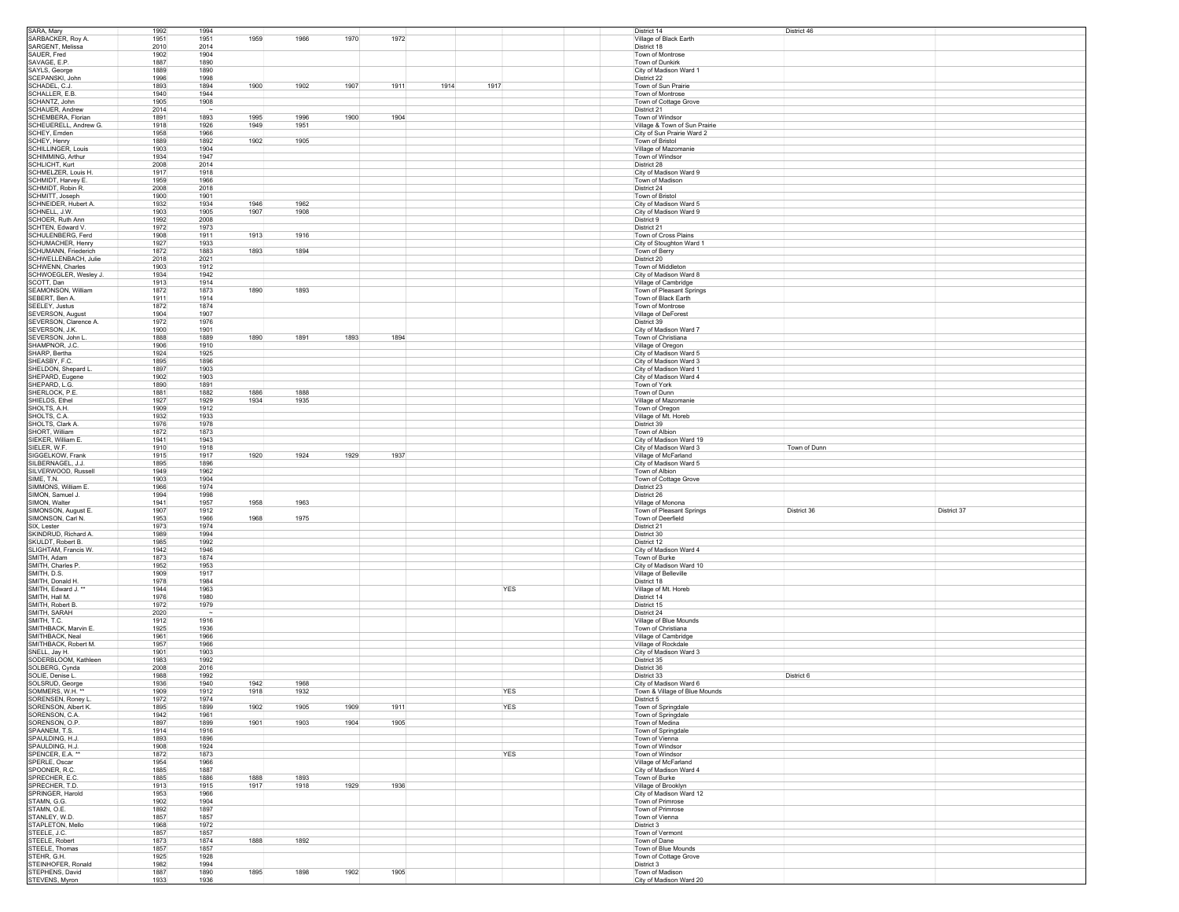| | | | | | | | | | | | | | |
|---|---|---|---|---|---|---|---|---|---|---|---|---|---|
| SARA, Mary | 1992 | 1994 | | | | | | | | | District 14 | District 46 | |
| SARBACKER, Roy A. | 1951 | 1951 | 1959 | 1966 | 1970 | 1972 | | | | | Village of Black Earth | | |
| SARGENT, Melissa | 2010 | 2014 | | | | | | | | | District 18 | | |
| SAUER, Fred | 1902 | 1904 | | | | | | | | | Town of Montrose | | |
| SAVAGE, E.P. | 1887 | 1890 | | | | | | | | | Town of Dunkirk | | |
| SAYLS, George | 1889 | 1890 | | | | | | | | | City of Madison Ward 1 | | |
| SCEPANSKI, John | 1996 | 1998 | | | | | | | | | District 22 | | |
| SCHADEL, C.J. | 1893 | 1894 | 1900 | 1902 | 1907 | 1911 | 1914 | 1917 | | | Town of Sun Prairie | | |
| SCHALLER, E.B. | 1940 | 1944 | | | | | | | | | Town of Montrose | | |
| SCHANTZ, John | 1905 | 1908 | | | | | | | | | Town of Cottage Grove | | |
| SCHAUER, Andrew | 2014 | ~ | | | | | | | | | District 21 | | |
| SCHEMBERA, Florian | 1891 | 1893 | 1995 | 1996 | 1900 | 1904 | | | | | Town of Windsor | | |
| SCHEUERELL, Andrew G. | 1918 | 1926 | 1949 | 1951 | | | | | | | Village & Town of Sun Prairie | | |
| SCHEY, Emden | 1958 | 1966 | | | | | | | | | City of Sun Prairie Ward 2 | | |
| SCHEY, Henry | 1889 | 1892 | 1902 | 1905 | | | | | | | Town of Bristol | | |
| SCHILLINGER, Louis | 1903 | 1904 | | | | | | | | | Village of Mazomanie | | |
| SCHIMMING, Arthur | 1934 | 1947 | | | | | | | | | Town of Windsor | | |
| SCHLICHT, Kurt | 2008 | 2014 | | | | | | | | | District 28 | | |
| SCHMELZER, Louis H. | 1917 | 1918 | | | | | | | | | City of Madison Ward 9 | | |
| SCHMIDT, Harvey E. | 1959 | 1966 | | | | | | | | | Town of Madison | | |
| SCHMIDT, Robin R. | 2008 | 2018 | | | | | | | | | District 24 | | |
| SCHMITT, Joseph | 1900 | 1901 | | | | | | | | | Town of Bristol | | |
| SCHNEIDER, Hubert A. | 1932 | 1934 | 1946 | 1962 | | | | | | | City of Madison Ward 5 | | |
| SCHNELL, J.W. | 1903 | 1905 | 1907 | 1908 | | | | | | | City of Madison Ward 9 | | |
| SCHOER, Ruth Ann | 1992 | 2008 | | | | | | | | | District 9 | | |
| SCHTEN, Edward V. | 1972 | 1973 | | | | | | | | | District 21 | | |
| SCHULENBERG, Ferd | 1908 | 1911 | 1913 | 1916 | | | | | | | Town of Cross Plains | | |
| SCHUMACHER, Henry | 1927 | 1933 | | | | | | | | | City of Stoughton Ward 1 | | |
| SCHUMANN, Friederich | 1872 | 1883 | 1893 | 1894 | | | | | | | Town of Berry | | |
| SCHWELLENBACH, Julie | 2018 | 2021 | | | | | | | | | District 20 | | |
| SCHWENN, Charles | 1903 | 1912 | | | | | | | | | Town of Middleton | | |
| SCHWOEGLER, Wesley J. | 1934 | 1942 | | | | | | | | | City of Madison Ward 8 | | |
| SCOTT, Dan | 1913 | 1914 | | | | | | | | | Village of Cambridge | | |
| SEAMONSON, William | 1872 | 1873 | 1890 | 1893 | | | | | | | Town of Pleasant Springs | | |
| SEBERT, Ben A. | 1911 | 1914 | | | | | | | | | Town of Black Earth | | |
| SEELEY, Justus | 1872 | 1874 | | | | | | | | | Town of Montrose | | |
| SEVERSON, August | 1904 | 1907 | | | | | | | | | Village of DeForest | | |
| SEVERSON, Clarence A. | 1972 | 1976 | | | | | | | | | District 39 | | |
| SEVERSON, J.K. | 1900 | 1901 | | | | | | | | | City of Madison Ward 7 | | |
| SEVERSON, John L. | 1888 | 1889 | 1890 | 1891 | 1893 | 1894 | | | | | Town of Christiana | | |
| SHAMPNOR, J.C. | 1906 | 1910 | | | | | | | | | Village of Oregon | | |
| SHARP, Bertha | 1924 | 1925 | | | | | | | | | City of Madison Ward 5 | | |
| SHEASBY, F.C. | 1895 | 1896 | | | | | | | | | City of Madison Ward 3 | | |
| SHELDON, Shepard L. | 1897 | 1903 | | | | | | | | | City of Madison Ward 1 | | |
| SHEPARD, Eugene | 1902 | 1903 | | | | | | | | | City of Madison Ward 4 | | |
| SHEPARD, L.G. | 1890 | 1891 | | | | | | | | | Town of York | | |
| SHERLOCK, P.E. | 1881 | 1882 | 1886 | 1888 | | | | | | | Town of Dunn | | |
| SHIELDS, Ethel | 1927 | 1929 | 1934 | 1935 | | | | | | | Village of Mazomanie | | |
| SHOLTS, A.H. | 1909 | 1912 | | | | | | | | | Town of Oregon | | |
| SHOLTS, C.A. | 1932 | 1933 | | | | | | | | | Village of Mt. Horeb | | |
| SHOLTS, Clark A. | 1976 | 1978 | | | | | | | | | District 39 | | |
| SHORT, William | 1872 | 1873 | | | | | | | | | Town of Albion | | |
| SIEKER, William E. | 1941 | 1943 | | | | | | | | | City of Madison Ward 19 | | |
| SIELER, W.F. | 1910 | 1918 | | | | | | | | | City of Madison Ward 3 | Town of Dunn | |
| SIGGELKOW, Frank | 1915 | 1917 | 1920 | 1924 | 1929 | 1937 | | | | | Village of McFarland | | |
| SILBERNAGEL, J.J. | 1895 | 1896 | | | | | | | | | City of Madison Ward 5 | | |
| SILVERWOOD, Russell | 1949 | 1962 | | | | | | | | | Town of Albion | | |
| SIME, T.N. | 1903 | 1904 | | | | | | | | | Town of Cottage Grove | | |
| SIMMONS, William E. | 1966 | 1974 | | | | | | | | | District 23 | | |
| SIMON, Samuel J. | 1994 | 1998 | | | | | | | | | District 26 | | |
| SIMON, Walter | 1941 | 1957 | 1958 | 1963 | | | | | | | Village of Monona | | |
| SIMONSON, August E. | 1907 | 1912 | | | | | | | | | Town of Pleasant Springs | District 36 | District 37 |
| SIMONSON, Carl N. | 1953 | 1966 | 1968 | 1975 | | | | | | | Town of Deerfield | | |
| SIX, Lester | 1973 | 1974 | | | | | | | | | District 21 | | |
| SKINDRUD, Richard A. | 1989 | 1994 | | | | | | | | | District 30 | | |
| SKULDT, Robert B. | 1985 | 1992 | | | | | | | | | District 12 | | |
| SLIGHTAM, Francis W. | 1942 | 1946 | | | | | | | | | City of Madison Ward 4 | | |
| SMITH, Adam | 1873 | 1874 | | | | | | | | | Town of Burke | | |
| SMITH, Charles P. | 1952 | 1953 | | | | | | | | | City of Madison Ward 10 | | |
| SMITH, D.S. | 1909 | 1917 | | | | | | | | | Village of Belleville | | |
| SMITH, Donald H. | 1978 | 1984 | | | | | | | | | District 18 | | |
| SMITH, Edward J. ** | 1944 | 1963 | | | | | | | YES | | Village of Mt. Horeb | | |
| SMITH, Hall M. | 1976 | 1980 | | | | | | | | | District 14 | | |
| SMITH, Robert B. | 1972 | 1979 | | | | | | | | | District 15 | | |
| SMITH, SARAH | 2020 | ~ | | | | | | | | | District 24 | | |
| SMITH, T.C. | 1912 | 1916 | | | | | | | | | Village of Blue Mounds | | |
| SMITHBACK, Marvin E. | 1925 | 1936 | | | | | | | | | Town of Christiana | | |
| SMITHBACK, Neal | 1961 | 1966 | | | | | | | | | Village of Cambridge | | |
| SMITHBACK, Robert M. | 1957 | 1966 | | | | | | | | | Village of Rockdale | | |
| SNELL, Jay H. | 1901 | 1903 | | | | | | | | | City of Madison Ward 3 | | |
| SODERBLOOM, Kathleen | 1983 | 1992 | | | | | | | | | District 35 | | |
| SOLBERG, Cynda | 2008 | 2016 | | | | | | | | | District 36 | | |
| SOLIE, Denise L. | 1988 | 1992 | | | | | | | | | District 33 | District 6 | |
| SOLSRUD, George | 1936 | 1940 | 1942 | 1968 | | | | | | | City of Madison Ward 6 | | |
| SOMMERS, W.H. ** | 1909 | 1912 | 1918 | 1932 | | | | | YES | | Town & Village of Blue Mounds | | |
| SORENSEN, Roney L. | 1972 | 1974 | | | | | | | | | District 5 | | |
| SORENSON, Albert K. | 1895 | 1899 | 1902 | 1905 | 1909 | 1911 | | | YES | | Town of Springdale | | |
| SORENSON, C.A. | 1942 | 1961 | | | | | | | | | Town of Springdale | | |
| SORENSON, O.P. | 1897 | 1899 | 1901 | 1903 | 1904 | 1905 | | | | | Town of Medina | | |
| SPAANEM, T.S. | 1914 | 1916 | | | | | | | | | Town of Springdale | | |
| SPAULDING, H.J. | 1893 | 1896 | | | | | | | | | Town of Vienna | | |
| SPAULDING, H.J. | 1908 | 1924 | | | | | | | | | Town of Windsor | | |
| SPENCER, E.A. ** | 1872 | 1873 | | | | | | | YES | | Town of Windsor | | |
| SPERLE, Oscar | 1954 | 1966 | | | | | | | | | Village of McFarland | | |
| SPOONER, R.C. | 1885 | 1887 | | | | | | | | | City of Madison Ward 4 | | |
| SPRECHER, E.C. | 1885 | 1886 | 1888 | 1893 | | | | | | | Town of Burke | | |
| SPRECHER, T.D. | 1913 | 1915 | 1917 | 1918 | 1929 | 1936 | | | | | Village of Brooklyn | | |
| SPRINGER, Harold | 1953 | 1966 | | | | | | | | | City of Madison Ward 12 | | |
| STAMN, G.G. | 1902 | 1904 | | | | | | | | | Town of Primrose | | |
| STAMN, O.E. | 1892 | 1897 | | | | | | | | | Town of Primrose | | |
| STANLEY, W.D. | 1857 | 1857 | | | | | | | | | Town of Vienna | | |
| STAPLETON, Mello | 1968 | 1972 | | | | | | | | | District 3 | | |
| STEELE, J.C. | 1857 | 1857 | | | | | | | | | Town of Vermont | | |
| STEELE, Robert | 1873 | 1874 | 1888 | 1892 | | | | | | | Town of Dane | | |
| STEELE, Thomas | 1857 | 1857 | | | | | | | | | Town of Blue Mounds | | |
| STEHR, G.H. | 1925 | 1928 | | | | | | | | | Town of Cottage Grove | | |
| STEINHOFER, Ronald | 1982 | 1994 | | | | | | | | | District 3 | | |
| STEPHENS, David | 1887 | 1890 | 1895 | 1898 | 1902 | 1905 | | | | | Town of Madison | | |
| STEVENS, Myron | 1933 | 1936 | | | | | | | | | City of Madison Ward 20 | | |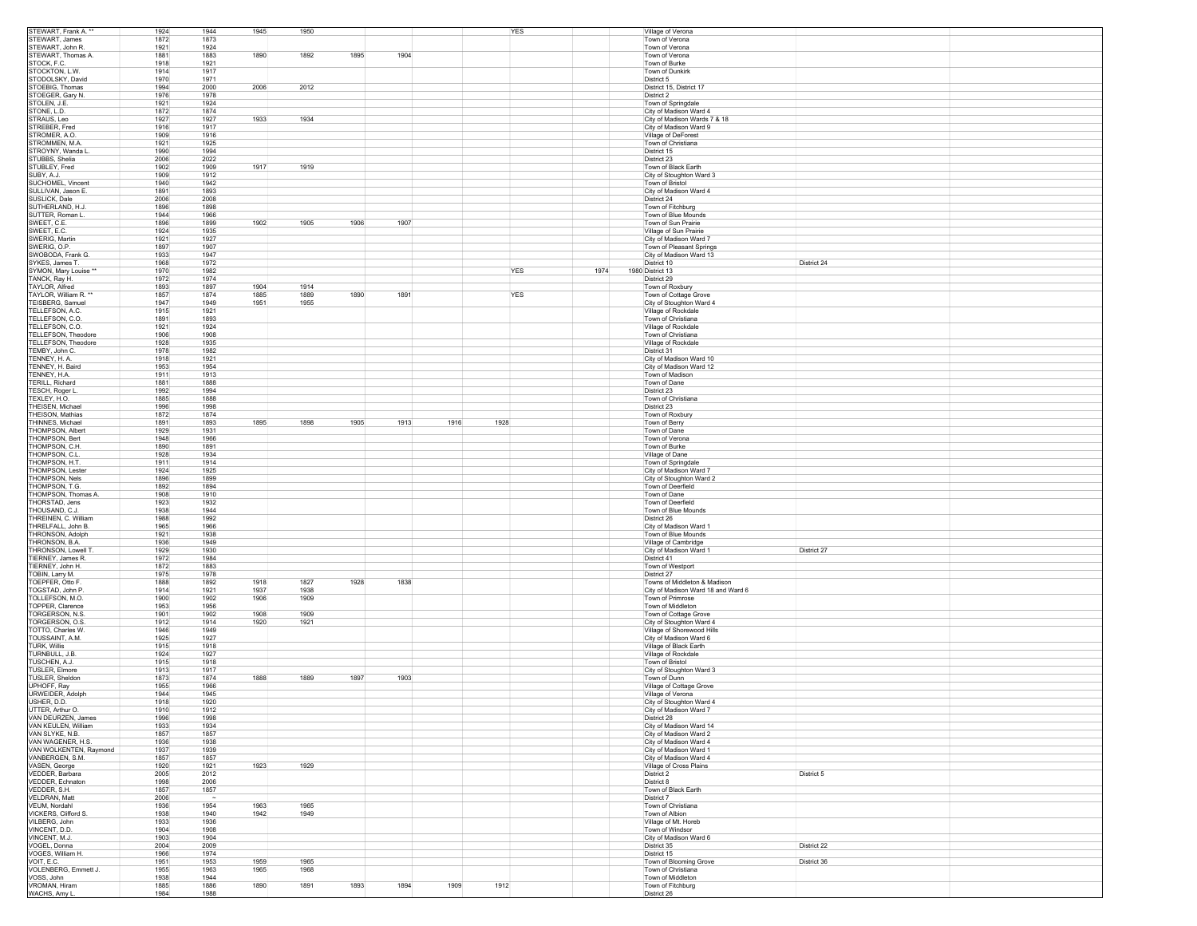| | | | | | | | | | | | | | |
|---|---|---|---|---|---|---|---|---|---|---|---|---|---|
| STEWART, Frank A. ** | 1924 | 1944 | 1945 | 1950 | | | | | YES | | | Village of Verona | |
| STEWART, James | 1872 | 1873 | | | | | | | | | | Town of Verona | |
| STEWART, John R. | 1921 | 1924 | | | | | | | | | | Town of Verona | |
| STEWART, Thomas A. | 1881 | 1883 | 1890 | 1892 | 1895 | 1904 | | | | | | Town of Verona | |
| STOCK, F.C. | 1918 | 1921 | | | | | | | | | | Town of Burke | |
| STOCKTON, L.W. | 1914 | 1917 | | | | | | | | | | Town of Dunkirk | |
| STODOLSKY, David | 1970 | 1971 | | | | | | | | | | District 5 | |
| STOEBIG, Thomas | 1994 | 2000 | 2006 | 2012 | | | | | | | | District 15, District 17 | |
| STOEGER, Gary N. | 1976 | 1978 | | | | | | | | | | District 2 | |
| STOLEN, J.E. | 1921 | 1924 | | | | | | | | | | Town of Springdale | |
| STONE, L.D. | 1872 | 1874 | | | | | | | | | | City of Madison Ward 4 | |
| STRAUS, Leo | 1927 | 1927 | 1933 | 1934 | | | | | | | | City of Madison Wards 7 & 18 | |
| STREBER, Fred | 1916 | 1917 | | | | | | | | | | City of Madison Ward 9 | |
| STROMER, A.O. | 1909 | 1916 | | | | | | | | | | Village of DeForest | |
| STROMMEN, M.A. | 1921 | 1925 | | | | | | | | | | Town of Christiana | |
| STROYNY, Wanda L. | 1990 | 1994 | | | | | | | | | | District 15 | |
| STUBBS, Shelia | 2006 | 2022 | | | | | | | | | | District 23 | |
| STUBLEY, Fred | 1902 | 1909 | 1917 | 1919 | | | | | | | | Town of Black Earth | |
| SUBY, A.J. | 1909 | 1912 | | | | | | | | | | City of Stoughton Ward 3 | |
| SUCHOMEL, Vincent | 1940 | 1942 | | | | | | | | | | Town of Bristol | |
| SULLIVAN, Jason E. | 1891 | 1893 | | | | | | | | | | City of Madison Ward 4 | |
| SUSLICK, Dale | 2006 | 2008 | | | | | | | | | | District 24 | |
| SUTHERLAND, H.J. | 1896 | 1898 | | | | | | | | | | Town of Fitchburg | |
| SUTTER, Roman L. | 1944 | 1966 | | | | | | | | | | Town of Blue Mounds | |
| SWEET, C.E. | 1896 | 1899 | 1902 | 1905 | 1906 | 1907 | | | | | | Town of Sun Prairie | |
| SWEET, E.C. | 1924 | 1935 | | | | | | | | | | Village of Sun Prairie | |
| SWERIG, Martin | 1921 | 1927 | | | | | | | | | | City of Madison Ward 7 | |
| SWERIG, O.P. | 1897 | 1907 | | | | | | | | | | Town of Pleasant Springs | |
| SWOBODA, Frank G. | 1933 | 1947 | | | | | | | | | | City of Madison Ward 13 | |
| SYKES, James T. | 1968 | 1972 | | | | | | | | | | District 10 | District 24 |
| SYMON, Mary Louise ** | 1970 | 1982 | | | | | | | YES | 1974 | 1980 | District 13 | |
| TANCK, Ray H. | 1972 | 1974 | | | | | | | | | | District 29 | |
| TAYLOR, Alfred | 1893 | 1897 | 1904 | 1914 | | | | | | | | Town of Roxbury | |
| TAYLOR, William R. ** | 1857 | 1874 | 1885 | 1889 | 1890 | 1891 | | | YES | | | Town of Cottage Grove | |
| TEISBERG, Samuel | 1947 | 1949 | 1951 | 1955 | | | | | | | | City of Stoughton Ward 4 | |
| TELLEFSON, A.C. | 1915 | 1921 | | | | | | | | | | Village of Rockdale | |
| TELLEFSON, C.O. | 1891 | 1893 | | | | | | | | | | Town of Christiana | |
| TELLEFSON, C.O. | 1921 | 1924 | | | | | | | | | | Village of Rockdale | |
| TELLEFSON, Theodore | 1906 | 1908 | | | | | | | | | | Town of Christiana | |
| TELLEFSON, Theodore | 1928 | 1935 | | | | | | | | | | Village of Rockdale | |
| TEMBY, John C. | 1978 | 1982 | | | | | | | | | | District 31 | |
| TENNEY, H. A. | 1918 | 1921 | | | | | | | | | | City of Madison Ward 10 | |
| TENNEY, H. Baird | 1953 | 1954 | | | | | | | | | | City of Madison Ward 12 | |
| TENNEY, H.A. | 1911 | 1913 | | | | | | | | | | Town of Madison | |
| TERILL, Richard | 1881 | 1888 | | | | | | | | | | Town of Dane | |
| TESCH, Roger L. | 1992 | 1994 | | | | | | | | | | District 23 | |
| TEXLEY, H.O. | 1885 | 1888 | | | | | | | | | | Town of Christiana | |
| THEISEN, Michael | 1996 | 1998 | | | | | | | | | | District 23 | |
| THEISON, Mathias | 1872 | 1874 | | | | | | | | | | Town of Roxbury | |
| THINNES, Michael | 1891 | 1893 | 1895 | 1898 | 1905 | 1913 | 1916 | 1928 | | | | Town of Berry | |
| THOMPSON, Albert | 1929 | 1931 | | | | | | | | | | Town of Dane | |
| THOMPSON, Bert | 1948 | 1966 | | | | | | | | | | Town of Verona | |
| THOMPSON, C.H. | 1890 | 1891 | | | | | | | | | | Town of Burke | |
| THOMPSON, C.L. | 1928 | 1934 | | | | | | | | | | Village of Dane | |
| THOMPSON, H.T. | 1911 | 1914 | | | | | | | | | | Town of Springdale | |
| THOMPSON, Lester | 1924 | 1925 | | | | | | | | | | City of Madison Ward 7 | |
| THOMPSON, Nels | 1896 | 1899 | | | | | | | | | | City of Stoughton Ward 2 | |
| THOMPSON, T.G. | 1892 | 1894 | | | | | | | | | | Town of Deerfield | |
| THOMPSON, Thomas A. | 1908 | 1910 | | | | | | | | | | Town of Dane | |
| THORSTAD, Jens | 1923 | 1932 | | | | | | | | | | Town of Deerfield | |
| THOUSAND, C.J. | 1938 | 1944 | | | | | | | | | | Town of Blue Mounds | |
| THREINEN, C. William | 1988 | 1992 | | | | | | | | | | District 26 | |
| THRELFALL, John B. | 1965 | 1966 | | | | | | | | | | City of Madison Ward 1 | |
| THRONSON, Adolph | 1921 | 1938 | | | | | | | | | | Town of Blue Mounds | |
| THRONSON, B.A. | 1936 | 1949 | | | | | | | | | | Village of Cambridge | |
| THRONSON, Lowell T. | 1929 | 1930 | | | | | | | | | | City of Madison Ward 1 | District 27 |
| TIERNEY, James R. | 1972 | 1984 | | | | | | | | | | District 41 | |
| TIERNEY, John H. | 1872 | 1883 | | | | | | | | | | Town of Westport | |
| TOBIN, Larry M. | 1975 | 1978 | | | | | | | | | | District 27 | |
| TOEPFER, Otto F. | 1888 | 1892 | 1918 | 1827 | 1928 | 1838 | | | | | | Towns of Middleton & Madison | |
| TOGSTAD, John P. | 1914 | 1921 | 1937 | 1938 | | | | | | | | City of Madison Ward 18 and Ward 6 | |
| TOLLEFSON, M.O. | 1900 | 1902 | 1906 | 1909 | | | | | | | | Town of Primrose | |
| TOPPER, Clarence | 1953 | 1956 | | | | | | | | | | Town of Middleton | |
| TORGERSON, N.S. | 1901 | 1902 | 1908 | 1909 | | | | | | | | Town of Cottage Grove | |
| TORGERSON, O.S. | 1912 | 1914 | 1920 | 1921 | | | | | | | | City of Stoughton Ward 4 | |
| TOTTO, Charles W. | 1946 | 1949 | | | | | | | | | | Village of Shorewood Hills | |
| TOUSSAINT, A.M. | 1925 | 1927 | | | | | | | | | | City of Madison Ward 6 | |
| TURK, Willis | 1915 | 1918 | | | | | | | | | | Village of Black Earth | |
| TURNBULL, J.B. | 1924 | 1927 | | | | | | | | | | Village of Rockdale | |
| TUSCHEN, A.J. | 1915 | 1918 | | | | | | | | | | Town of Bristol | |
| TUSLER, Elmore | 1913 | 1917 | | | | | | | | | | City of Stoughton Ward 3 | |
| TUSLER, Sheldon | 1873 | 1874 | 1888 | 1889 | 1897 | 1903 | | | | | | Town of Dunn | |
| UPHOFF, Ray | 1955 | 1966 | | | | | | | | | | Village of Cottage Grove | |
| URWEIDER, Adolph | 1944 | 1945 | | | | | | | | | | Village of Verona | |
| USHER, D.D. | 1918 | 1920 | | | | | | | | | | City of Stoughton Ward 4 | |
| UTTER, Arthur O. | 1910 | 1912 | | | | | | | | | | City of Madison Ward 7 | |
| VAN DEURZEN, James | 1996 | 1998 | | | | | | | | | | District 28 | |
| VAN KEULEN, William | 1933 | 1934 | | | | | | | | | | City of Madison Ward 14 | |
| VAN SLYKE, N.B. | 1857 | 1857 | | | | | | | | | | City of Madison Ward 2 | |
| VAN WAGENER, H.S. | 1936 | 1938 | | | | | | | | | | City of Madison Ward 4 | |
| VAN WOLKENTEN, Raymond | 1937 | 1939 | | | | | | | | | | City of Madison Ward 1 | |
| VANBERGEN, S.M. | 1857 | 1857 | | | | | | | | | | City of Madison Ward 4 | |
| VASEN, George | 1920 | 1921 | 1923 | 1929 | | | | | | | | Village of Cross Plains | |
| VEDDER, Barbara | 2005 | 2012 | | | | | | | | | | District 2 | District 5 |
| VEDDER, Echnaton | 1998 | 2006 | | | | | | | | | | District 8 | |
| VEDDER, S.H. | 1857 | 1857 | | | | | | | | | | Town of Black Earth | |
| VELDRAN, Matt | 2006 | ~ | | | | | | | | | | District 7 | |
| VEUM, Nordahl | 1936 | 1954 | 1963 | 1965 | | | | | | | | Town of Christiana | |
| VICKERS, Clifford S. | 1938 | 1940 | 1942 | 1949 | | | | | | | | Town of Albion | |
| VILBERG, John | 1933 | 1936 | | | | | | | | | | Village of Mt. Horeb | |
| VINCENT, D.D. | 1904 | 1908 | | | | | | | | | | Town of Windsor | |
| VINCENT, M.J. | 1903 | 1904 | | | | | | | | | | City of Madison Ward 6 | |
| VOGEL, Donna | 2004 | 2009 | | | | | | | | | | District 35 | District 22 |
| VOGES, William H. | 1966 | 1974 | | | | | | | | | | District 15 | |
| VOIT, E.C. | 1951 | 1953 | 1959 | 1965 | | | | | | | | Town of Blooming Grove | District 36 |
| VOLENBERG, Emmett J. | 1955 | 1963 | 1965 | 1968 | | | | | | | | Town of Christiana | |
| VOSS, John | 1938 | 1944 | | | | | | | | | | Town of Middleton | |
| VROMAN, Hiram | 1885 | 1886 | 1890 | 1891 | 1893 | 1894 | 1909 | 1912 | | | | Town of Fitchburg | |
| WACHS, Amy L. | 1984 | 1988 | | | | | | | | | | District 26 | |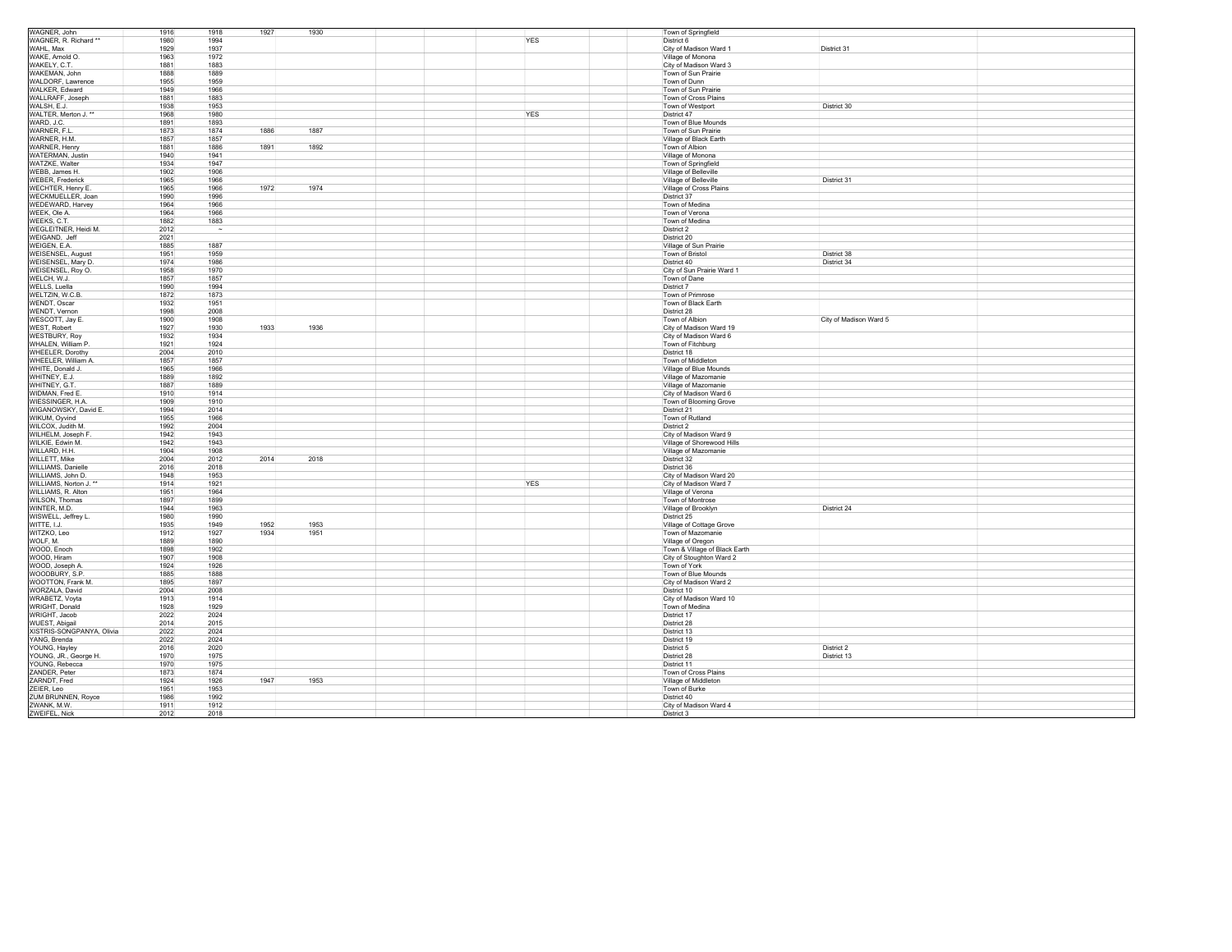| | | | | | | | | | | | | |
|---|---|---|---|---|---|---|---|---|---|---|---|---|
| WAGNER, John | 1916 | 1918 | 1927 | 1930 | | | | | | Town of Springfield | | |
| WAGNER, R. Richard ** | 1980 | 1994 | | | | | | YES | | District 6 | | |
| WAHL, Max | 1929 | 1937 | | | | | | | | City of Madison Ward 1 | District 31 | |
| WAKE, Arnold O. | 1963 | 1972 | | | | | | | | Village of Monona | | |
| WAKELY, C.T. | 1881 | 1883 | | | | | | | | City of Madison Ward 3 | | |
| WAKEMAN, John | 1888 | 1889 | | | | | | | | Town of Sun Prairie | | |
| WALDORF, Lawrence | 1955 | 1959 | | | | | | | | Town of Dunn | | |
| WALKER, Edward | 1949 | 1966 | | | | | | | | Town of Sun Prairie | | |
| WALLRAFF, Joseph | 1881 | 1883 | | | | | | | | Town of Cross Plains | | |
| WALSH, E.J. | 1938 | 1953 | | | | | | | | Town of Westport | District 30 | |
| WALTER, Merton J. ** | 1968 | 1980 | | | | | | YES | | District 47 | | |
| WARD, J.C. | 1891 | 1893 | | | | | | | | Town of Blue Mounds | | |
| WARNER, F.L. | 1873 | 1874 | 1886 | 1887 | | | | | | Town of Sun Prairie | | |
| WARNER, H.M. | 1857 | 1857 | | | | | | | | Village of Black Earth | | |
| WARNER, Henry | 1881 | 1886 | 1891 | 1892 | | | | | | Town of Albion | | |
| WATERMAN, Justin | 1940 | 1941 | | | | | | | | Village of Monona | | |
| WATZKE, Walter | 1934 | 1947 | | | | | | | | Town of Springfield | | |
| WEBB, James H. | 1902 | 1906 | | | | | | | | Village of Belleville | | |
| WEBER, Frederick | 1965 | 1966 | | | | | | | | Village of Belleville | District 31 | |
| WECHTER, Henry E. | 1965 | 1966 | 1972 | 1974 | | | | | | Village of Cross Plains | | |
| WECKMUELLER, Joan | 1990 | 1996 | | | | | | | | District 37 | | |
| WEDEWARD, Harvey | 1964 | 1966 | | | | | | | | Town of Medina | | |
| WEEK, Ole A. | 1964 | 1966 | | | | | | | | Town of Verona | | |
| WEEKS, C.T. | 1882 | 1883 | | | | | | | | Town of Medina | | |
| WEGLEITNER, Heidi M. | 2012 | ~ | | | | | | | | District 2 | | |
| WEIGAND, Jeff | 2021 | | | | | | | | | District 20 | | |
| WEIGEN, E.A. | 1885 | 1887 | | | | | | | | Village of Sun Prairie | | |
| WEISENSEL, August | 1951 | 1959 | | | | | | | | Town of Bristol | District 38 | |
| WEISENSEL, Mary D. | 1974 | 1986 | | | | | | | | District 40 | District 34 | |
| WEISENSEL, Roy O. | 1958 | 1970 | | | | | | | | City of Sun Prairie Ward 1 | | |
| WELCH, W.J. | 1857 | 1857 | | | | | | | | Town of Dane | | |
| WELLS, Luella | 1990 | 1994 | | | | | | | | District 7 | | |
| WELTZIN, W.C.B. | 1872 | 1873 | | | | | | | | Town of Primrose | | |
| WENDT, Oscar | 1932 | 1951 | | | | | | | | Town of Black Earth | | |
| WENDT, Vernon | 1998 | 2008 | | | | | | | | District 28 | | |
| WESCOTT, Jay E. | 1900 | 1908 | | | | | | | | Town of Albion | City of Madison Ward 5 | |
| WEST, Robert | 1927 | 1930 | 1933 | 1936 | | | | | | City of Madison Ward 19 | | |
| WESTBURY, Roy | 1932 | 1934 | | | | | | | | City of Madison Ward 6 | | |
| WHALEN, William P. | 1921 | 1924 | | | | | | | | Town of Fitchburg | | |
| WHEELER, Dorothy | 2004 | 2010 | | | | | | | | District 18 | | |
| WHEELER, William A. | 1857 | 1857 | | | | | | | | Town of Middleton | | |
| WHITE, Donald J. | 1965 | 1966 | | | | | | | | Village of Blue Mounds | | |
| WHITNEY, E.J. | 1889 | 1892 | | | | | | | | Village of Mazomanie | | |
| WHITNEY, G.T. | 1887 | 1889 | | | | | | | | Village of Mazomanie | | |
| WIDMAN, Fred E. | 1910 | 1914 | | | | | | | | City of Madison Ward 6 | | |
| WIESSINGER, H.A. | 1909 | 1910 | | | | | | | | Town of Blooming Grove | | |
| WIGANOWSKY, David E. | 1994 | 2014 | | | | | | | | District 21 | | |
| WIKUM, Oyvind | 1955 | 1966 | | | | | | | | Town of Rutland | | |
| WILCOX, Judith M. | 1992 | 2004 | | | | | | | | District 2 | | |
| WILHELM, Joseph F. | 1942 | 1943 | | | | | | | | City of Madison Ward 9 | | |
| WILKIE, Edwin M. | 1942 | 1943 | | | | | | | | Village of Shorewood Hills | | |
| WILLARD, H.H. | 1904 | 1908 | | | | | | | | Village of Mazomanie | | |
| WILLETT, Mike | 2004 | 2012 | 2014 | 2018 | | | | | | District 32 | | |
| WILLIAMS, Danielle | 2016 | 2018 | | | | | | | | District 36 | | |
| WILLIAMS, John D. | 1948 | 1953 | | | | | | | | City of Madison Ward 20 | | |
| WILLIAMS, Norton J. ** | 1914 | 1921 | | | | | | YES | | City of Madison Ward 7 | | |
| WILLIAMS, R. Alton | 1951 | 1964 | | | | | | | | Village of Verona | | |
| WILSON, Thomas | 1897 | 1899 | | | | | | | | Town of Montrose | | |
| WINTER, M.D. | 1944 | 1963 | | | | | | | | Village of Brooklyn | District 24 | |
| WISWELL, Jeffrey L. | 1980 | 1990 | | | | | | | | District 25 | | |
| WITTE, I.J. | 1935 | 1949 | 1952 | 1953 | | | | | | Village of Cottage Grove | | |
| WITZKO, Leo | 1912 | 1927 | 1934 | 1951 | | | | | | Town of Mazomanie | | |
| WOLF, M. | 1889 | 1890 | | | | | | | | Village of Oregon | | |
| WOOD, Enoch | 1898 | 1902 | | | | | | | | Town & Village of Black Earth | | |
| WOOD, Hiram | 1907 | 1908 | | | | | | | | City of Stoughton Ward 2 | | |
| WOOD, Joseph A. | 1924 | 1926 | | | | | | | | Town of York | | |
| WOODBURY, S.P. | 1885 | 1888 | | | | | | | | Town of Blue Mounds | | |
| WOOTTON, Frank M. | 1895 | 1897 | | | | | | | | City of Madison Ward 2 | | |
| WORZALA, David | 2004 | 2008 | | | | | | | | District 10 | | |
| WRABETZ, Voyta | 1913 | 1914 | | | | | | | | City of Madison Ward 10 | | |
| WRIGHT, Donald | 1928 | 1929 | | | | | | | | Town of Medina | | |
| WRIGHT, Jacob | 2022 | 2024 | | | | | | | | District 17 | | |
| WUEST, Abigail | 2014 | 2015 | | | | | | | | District 28 | | |
| XISTRIS-SONGPANYA, Olivia | 2022 | 2024 | | | | | | | | District 13 | | |
| YANG, Brenda | 2022 | 2024 | | | | | | | | District 19 | | |
| YOUNG, Hayley | 2016 | 2020 | | | | | | | | District 5 | District 2 | |
| YOUNG, JR., George H. | 1970 | 1975 | | | | | | | | District 28 | District 13 | |
| YOUNG, Rebecca | 1970 | 1975 | | | | | | | | District 11 | | |
| ZANDER, Peter | 1873 | 1874 | | | | | | | | Town of Cross Plains | | |
| ZARNDT, Fred | 1924 | 1926 | 1947 | 1953 | | | | | | Village of Middleton | | |
| ZEIER, Leo | 1951 | 1953 | | | | | | | | Town of Burke | | |
| ZUM BRUNNEN, Royce | 1986 | 1992 | | | | | | | | District 40 | | |
| ZWANK, M.W. | 1911 | 1912 | | | | | | | | City of Madison Ward 4 | | |
| ZWEIFEL, Nick | 2012 | 2018 | | | | | | | | District 3 | | |